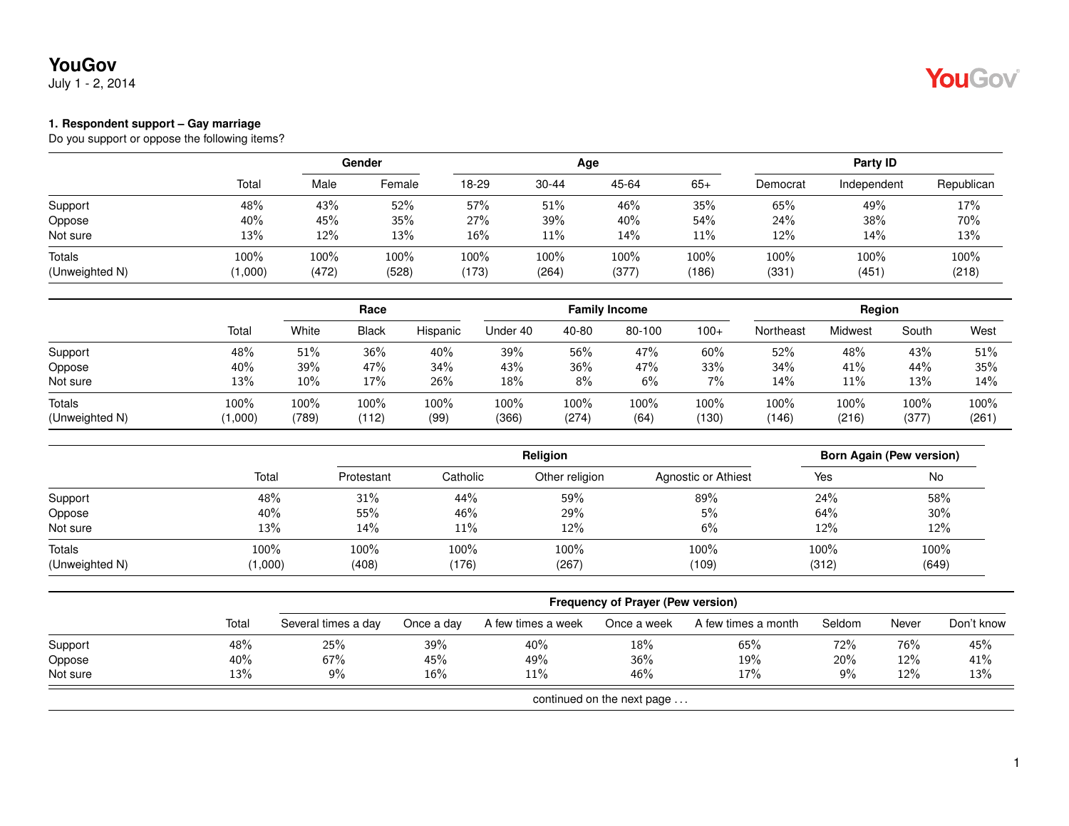# YouGov

July 1 - 2, 2014

### 1. Respondent support – Gay marriage

Do you support or oppose the following items?

| | | Gender | | Age | | | | Party ID | | |
|---|---|---|---|---|---|---|---|---|---|---|
| | Total | Male | Female | 18-29 | 30-44 | 45-64 | 65+ | Democrat | Independent | Republican |
| Support | 48% | 43% | 52% | 57% | 51% | 46% | 35% | 65% | 49% | 17% |
| Oppose | 40% | 45% | 35% | 27% | 39% | 40% | 54% | 24% | 38% | 70% |
| Not sure | 13% | 12% | 13% | 16% | 11% | 14% | 11% | 12% | 14% | 13% |
| Totals | 100% | 100% | 100% | 100% | 100% | 100% | 100% | 100% | 100% | 100% |
| (Unweighted N) | (1,000) | (472) | (528) | (173) | (264) | (377) | (186) | (331) | (451) | (218) |

| | | Race | | | Family Income | | | | Region | | | |
|---|---|---|---|---|---|---|---|---|---|---|---|---|
| | Total | White | Black | Hispanic | Under 40 | 40-80 | 80-100 | 100+ | Northeast | Midwest | South | West |
| Support | 48% | 51% | 36% | 40% | 39% | 56% | 47% | 60% | 52% | 48% | 43% | 51% |
| Oppose | 40% | 39% | 47% | 34% | 43% | 36% | 47% | 33% | 34% | 41% | 44% | 35% |
| Not sure | 13% | 10% | 17% | 26% | 18% | 8% | 6% | 7% | 14% | 11% | 13% | 14% |
| Totals | 100% | 100% | 100% | 100% | 100% | 100% | 100% | 100% | 100% | 100% | 100% | 100% |
| (Unweighted N) | (1,000) | (789) | (112) | (99) | (366) | (274) | (64) | (130) | (146) | (216) | (377) | (261) |

| | | Religion | | | | Born Again (Pew version) | |
|---|---|---|---|---|---|---|---|
| | Total | Protestant | Catholic | Other religion | Agnostic or Athiest | Yes | No |
| Support | 48% | 31% | 44% | 59% | 89% | 24% | 58% |
| Oppose | 40% | 55% | 46% | 29% | 5% | 64% | 30% |
| Not sure | 13% | 14% | 11% | 12% | 6% | 12% | 12% |
| Totals | 100% | 100% | 100% | 100% | 100% | 100% | 100% |
| (Unweighted N) | (1,000) | (408) | (176) | (267) | (109) | (312) | (649) |

| | | Frequency of Prayer (Pew version) | | | | | | | |
|---|---|---|---|---|---|---|---|---|---|
| | Total | Several times a day | Once a day | A few times a week | Once a week | A few times a month | Seldom | Never | Don't know |
| Support | 48% | 25% | 39% | 40% | 18% | 65% | 72% | 76% | 45% |
| Oppose | 40% | 67% | 45% | 49% | 36% | 19% | 20% | 12% | 41% |
| Not sure | 13% | 9% | 16% | 11% | 46% | 17% | 9% | 12% | 13% |

continued on the next page . . .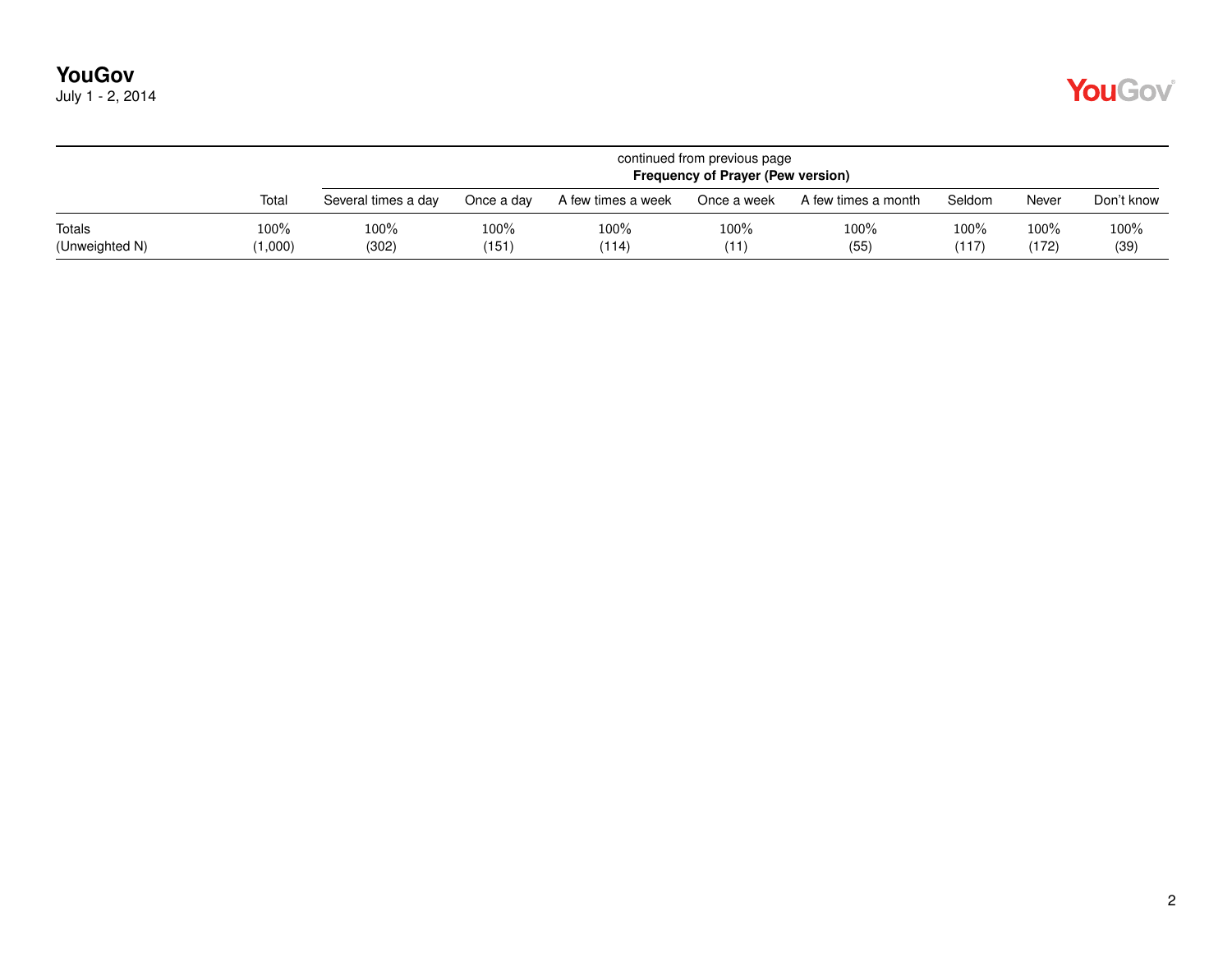continued from previous page

| | Total | Frequency of Prayer (Pew version) | | | | | | | |
|---|---|---|---|---|---|---|---|---|---|
| | | Several times a day | Once a day | A few times a week | Once a week | A few times a month | Seldom | Never | Don't know |
| Totals | 100% | 100% | 100% | 100% | 100% | 100% | 100% | 100% | 100% |
| (Unweighted N) | (1,000) | (302) | (151) | (114) | (11) | (55) | (117) | (172) | (39) |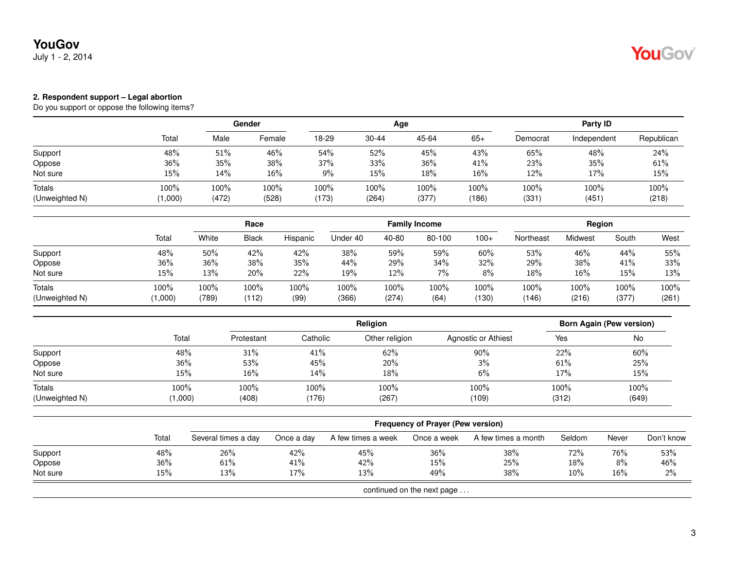**2. Respondent support – Legal abortion**

Do you support or oppose the following items?

| | Total | Gender | | Age | | | | Party ID | | |
|---|---|---|---|---|---|---|---|---|---|---|
| | | Male | Female | 18-29 | 30-44 | 45-64 | 65+ | Democrat | Independent | Republican |
| Support | 48% | 51% | 46% | 54% | 52% | 45% | 43% | 65% | 48% | 24% |
| Oppose | 36% | 35% | 38% | 37% | 33% | 36% | 41% | 23% | 35% | 61% |
| Not sure | 15% | 14% | 16% | 9% | 15% | 18% | 16% | 12% | 17% | 15% |
| Totals | 100% | 100% | 100% | 100% | 100% | 100% | 100% | 100% | 100% | 100% |
| (Unweighted N) | (1,000) | (472) | (528) | (173) | (264) | (377) | (186) | (331) | (451) | (218) |

| | Total | Race | | | Family Income | | | | Region | | | |
|---|---|---|---|---|---|---|---|---|---|---|---|---|
| | | White | Black | Hispanic | Under 40 | 40-80 | 80-100 | 100+ | Northeast | Midwest | South | West |
| Support | 48% | 50% | 42% | 42% | 38% | 59% | 59% | 60% | 53% | 46% | 44% | 55% |
| Oppose | 36% | 36% | 38% | 35% | 44% | 29% | 34% | 32% | 29% | 38% | 41% | 33% |
| Not sure | 15% | 13% | 20% | 22% | 19% | 12% | 7% | 8% | 18% | 16% | 15% | 13% |
| Totals | 100% | 100% | 100% | 100% | 100% | 100% | 100% | 100% | 100% | 100% | 100% | 100% |
| (Unweighted N) | (1,000) | (789) | (112) | (99) | (366) | (274) | (64) | (130) | (146) | (216) | (377) | (261) |

| | Total | Religion | | | | Born Again (Pew version) | |
|---|---|---|---|---|---|---|---|
| | | Protestant | Catholic | Other religion | Agnostic or Athiest | Yes | No |
| Support | 48% | 31% | 41% | 62% | 90% | 22% | 60% |
| Oppose | 36% | 53% | 45% | 20% | 3% | 61% | 25% |
| Not sure | 15% | 16% | 14% | 18% | 6% | 17% | 15% |
| Totals | 100% | 100% | 100% | 100% | 100% | 100% | 100% |
| (Unweighted N) | (1,000) | (408) | (176) | (267) | (109) | (312) | (649) |

| | Total | Frequency of Prayer (Pew version) | | | | | | | |
|---|---|---|---|---|---|---|---|---|---|
| | | Several times a day | Once a day | A few times a week | Once a week | A few times a month | Seldom | Never | Don't know |
| Support | 48% | 26% | 42% | 45% | 36% | 38% | 72% | 76% | 53% |
| Oppose | 36% | 61% | 41% | 42% | 15% | 25% | 18% | 8% | 46% |
| Not sure | 15% | 13% | 17% | 13% | 49% | 38% | 10% | 16% | 2% |

continued on the next page . . .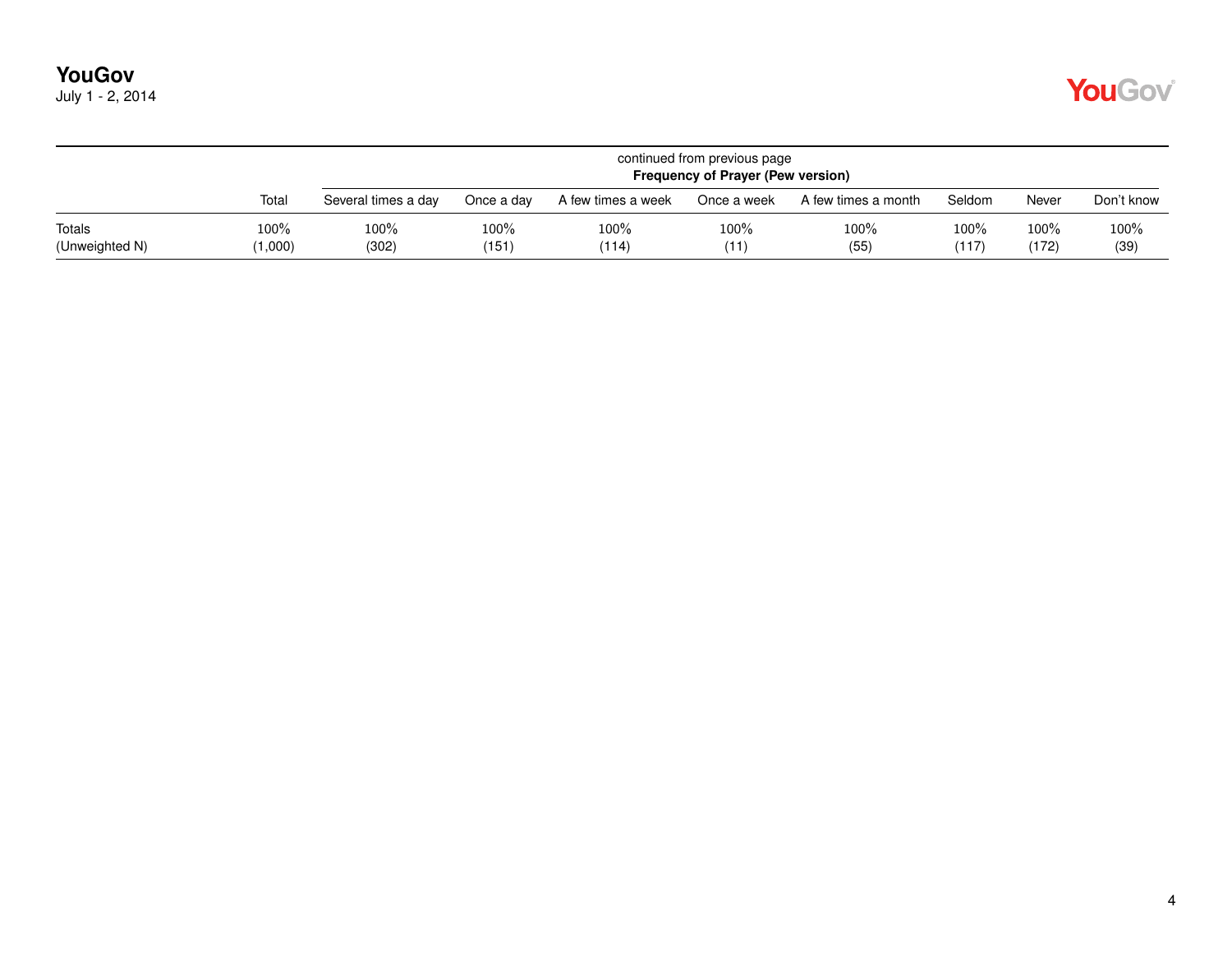| | Total | Several times a day | Once a day | A few times a week | Once a week | A few times a month | Seldom | Never | Don't know |
|---|---|---|---|---|---|---|---|---|---|
| | | continued from previous page **Frequency of Prayer (Pew version)** | | | | | | | |
| Totals | 100% | 100% | 100% | 100% | 100% | 100% | 100% | 100% | 100% |
| (Unweighted N) | (1,000) | (302) | (151) | (114) | (11) | (55) | (117) | (172) | (39) |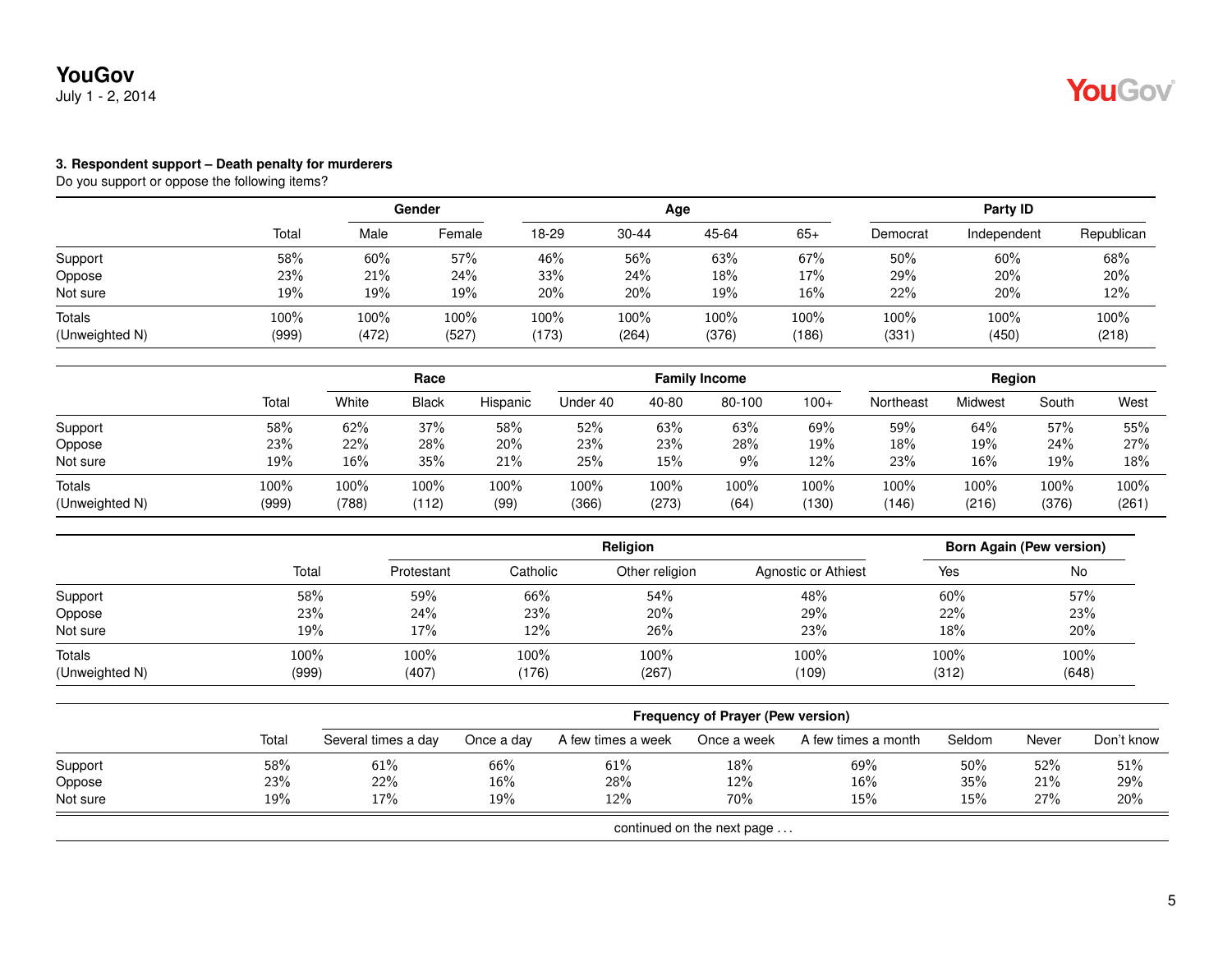**3. Respondent support – Death penalty for murderers**

Do you support or oppose the following items?

| | Total | Gender | | Age | | | | Party ID | | |
|---|---|---|---|---|---|---|---|---|---|---|
| | | Male | Female | 18-29 | 30-44 | 45-64 | 65+ | Democrat | Independent | Republican |
| Support | 58% | 60% | 57% | 46% | 56% | 63% | 67% | 50% | 60% | 68% |
| Oppose | 23% | 21% | 24% | 33% | 24% | 18% | 17% | 29% | 20% | 20% |
| Not sure | 19% | 19% | 19% | 20% | 20% | 19% | 16% | 22% | 20% | 12% |
| Totals | 100% | 100% | 100% | 100% | 100% | 100% | 100% | 100% | 100% | 100% |
| (Unweighted N) | (999) | (472) | (527) | (173) | (264) | (376) | (186) | (331) | (450) | (218) |

| | Total | Race | | | Family Income | | | | Region | | | |
|---|---|---|---|---|---|---|---|---|---|---|---|---|
| | | White | Black | Hispanic | Under 40 | 40-80 | 80-100 | 100+ | Northeast | Midwest | South | West |
| Support | 58% | 62% | 37% | 58% | 52% | 63% | 63% | 69% | 59% | 64% | 57% | 55% |
| Oppose | 23% | 22% | 28% | 20% | 23% | 23% | 28% | 19% | 18% | 19% | 24% | 27% |
| Not sure | 19% | 16% | 35% | 21% | 25% | 15% | 9% | 12% | 23% | 16% | 19% | 18% |
| Totals | 100% | 100% | 100% | 100% | 100% | 100% | 100% | 100% | 100% | 100% | 100% | 100% |
| (Unweighted N) | (999) | (788) | (112) | (99) | (366) | (273) | (64) | (130) | (146) | (216) | (376) | (261) |

| | Total | Religion | | | | Born Again (Pew version) | |
|---|---|---|---|---|---|---|---|
| | | Protestant | Catholic | Other religion | Agnostic or Athiest | Yes | No |
| Support | 58% | 59% | 66% | 54% | 48% | 60% | 57% |
| Oppose | 23% | 24% | 23% | 20% | 29% | 22% | 23% |
| Not sure | 19% | 17% | 12% | 26% | 23% | 18% | 20% |
| Totals | 100% | 100% | 100% | 100% | 100% | 100% | 100% |
| (Unweighted N) | (999) | (407) | (176) | (267) | (109) | (312) | (648) |

| | Total | Frequency of Prayer (Pew version) | | | | | | | |
|---|---|---|---|---|---|---|---|---|---|
| | | Several times a day | Once a day | A few times a week | Once a week | A few times a month | Seldom | Never | Don't know |
| Support | 58% | 61% | 66% | 61% | 18% | 69% | 50% | 52% | 51% |
| Oppose | 23% | 22% | 16% | 28% | 12% | 16% | 35% | 21% | 29% |
| Not sure | 19% | 17% | 19% | 12% | 70% | 15% | 15% | 27% | 20% |

continued on the next page . . .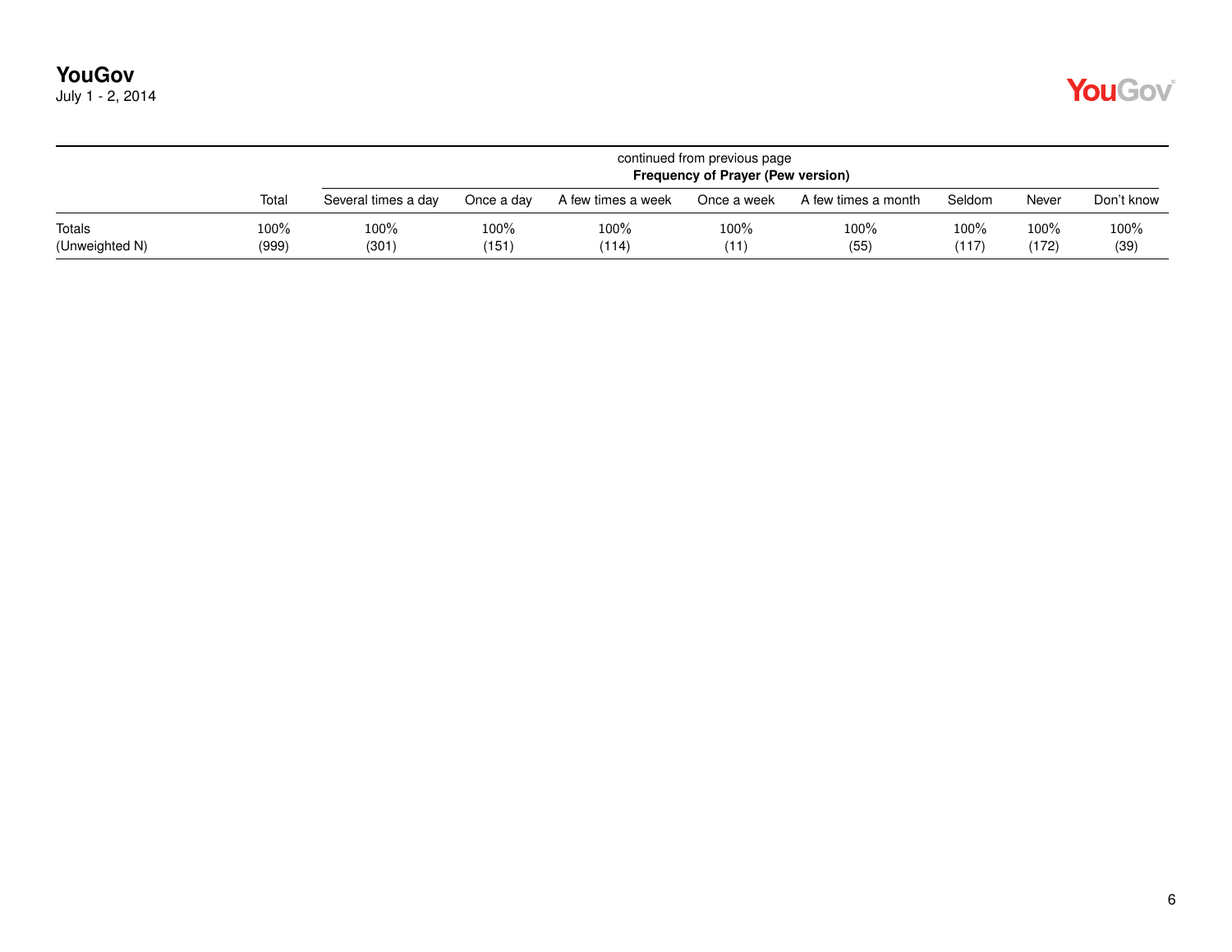continued from previous page

| | | Frequency of Prayer (Pew version) | | | | | | | |
|---|---|---|---|---|---|---|---|---|---|
| | Total | Several times a day | Once a day | A few times a week | Once a week | A few times a month | Seldom | Never | Don't know |
| Totals | 100% | 100% | 100% | 100% | 100% | 100% | 100% | 100% | 100% |
| (Unweighted N) | (999) | (301) | (151) | (114) | (11) | (55) | (117) | (172) | (39) |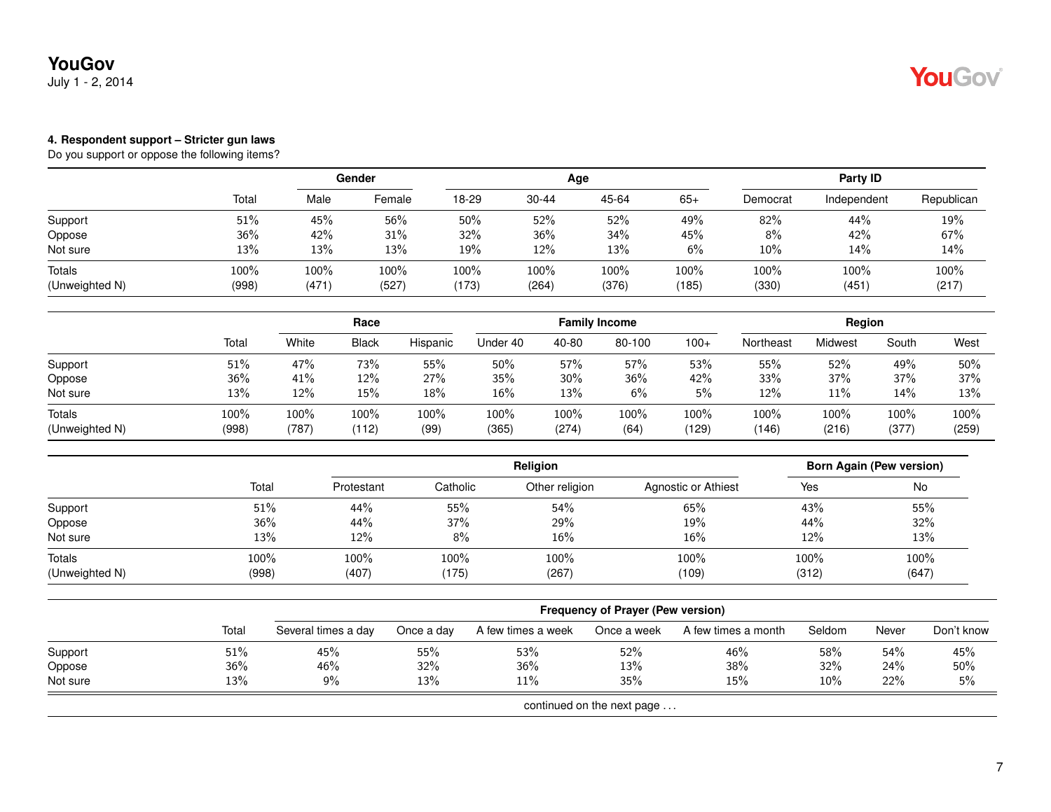### 4. Respondent support – Stricter gun laws

Do you support or oppose the following items?

| | Total | Gender | | Age | | | | Party ID | | |
|---|---|---|---|---|---|---|---|---|---|---|
| | | Male | Female | 18-29 | 30-44 | 45-64 | 65+ | Democrat | Independent | Republican |
| Support | 51% | 45% | 56% | 50% | 52% | 52% | 49% | 82% | 44% | 19% |
| Oppose | 36% | 42% | 31% | 32% | 36% | 34% | 45% | 8% | 42% | 67% |
| Not sure | 13% | 13% | 13% | 19% | 12% | 13% | 6% | 10% | 14% | 14% |
| Totals | 100% | 100% | 100% | 100% | 100% | 100% | 100% | 100% | 100% | 100% |
| (Unweighted N) | (998) | (471) | (527) | (173) | (264) | (376) | (185) | (330) | (451) | (217) |

| | Total | Race | | | Family Income | | | | Region | | | |
|---|---|---|---|---|---|---|---|---|---|---|---|---|
| | | White | Black | Hispanic | Under 40 | 40-80 | 80-100 | 100+ | Northeast | Midwest | South | West |
| Support | 51% | 47% | 73% | 55% | 50% | 57% | 57% | 53% | 55% | 52% | 49% | 50% |
| Oppose | 36% | 41% | 12% | 27% | 35% | 30% | 36% | 42% | 33% | 37% | 37% | 37% |
| Not sure | 13% | 12% | 15% | 18% | 16% | 13% | 6% | 5% | 12% | 11% | 14% | 13% |
| Totals | 100% | 100% | 100% | 100% | 100% | 100% | 100% | 100% | 100% | 100% | 100% | 100% |
| (Unweighted N) | (998) | (787) | (112) | (99) | (365) | (274) | (64) | (129) | (146) | (216) | (377) | (259) |

| | Total | Religion | | | | Born Again (Pew version) | |
|---|---|---|---|---|---|---|---|
| | | Protestant | Catholic | Other religion | Agnostic or Athiest | Yes | No |
| Support | 51% | 44% | 55% | 54% | 65% | 43% | 55% |
| Oppose | 36% | 44% | 37% | 29% | 19% | 44% | 32% |
| Not sure | 13% | 12% | 8% | 16% | 16% | 12% | 13% |
| Totals | 100% | 100% | 100% | 100% | 100% | 100% | 100% |
| (Unweighted N) | (998) | (407) | (175) | (267) | (109) | (312) | (647) |

| | Total | Frequency of Prayer (Pew version) | | | | | | | |
|---|---|---|---|---|---|---|---|---|---|
| | | Several times a day | Once a day | A few times a week | Once a week | A few times a month | Seldom | Never | Don't know |
| Support | 51% | 45% | 55% | 53% | 52% | 46% | 58% | 54% | 45% |
| Oppose | 36% | 46% | 32% | 36% | 13% | 38% | 32% | 24% | 50% |
| Not sure | 13% | 9% | 13% | 11% | 35% | 15% | 10% | 22% | 5% |

continued on the next page . . .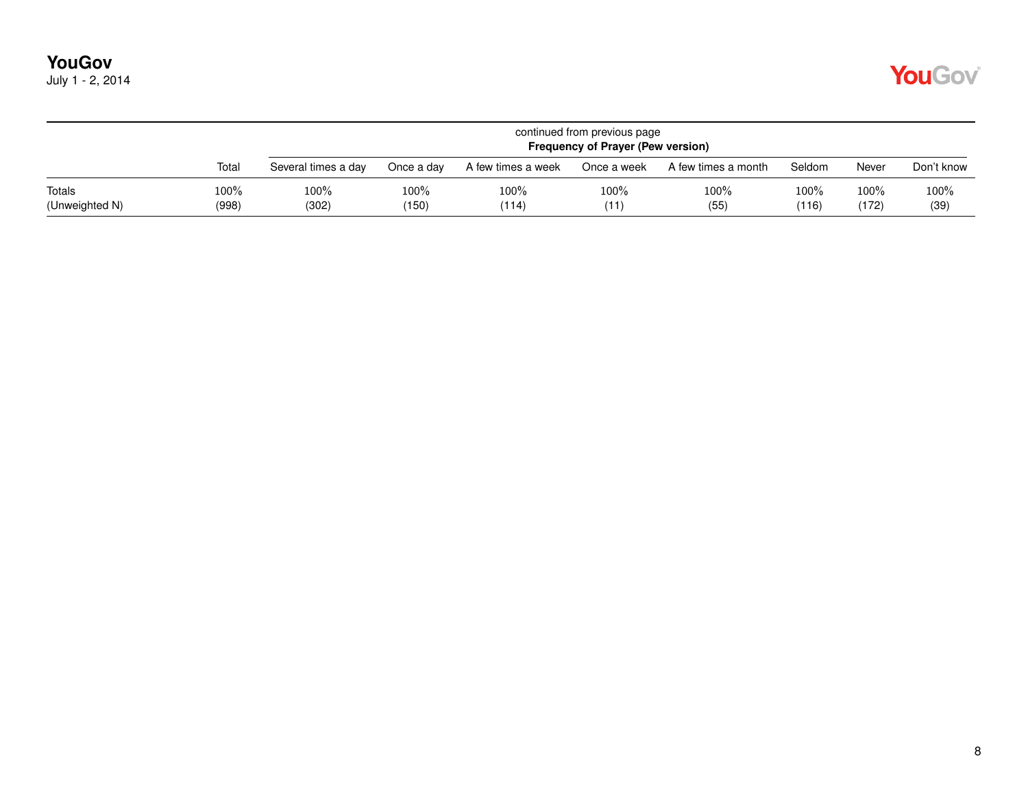continued from previous page

| | | Frequency of Prayer (Pew version) | | | | | | | |
|---|---|---|---|---|---|---|---|---|---|
| | Total | Several times a day | Once a day | A few times a week | Once a week | A few times a month | Seldom | Never | Don't know |
| Totals | 100% | 100% | 100% | 100% | 100% | 100% | 100% | 100% | 100% |
| (Unweighted N) | (998) | (302) | (150) | (114) | (11) | (55) | (116) | (172) | (39) |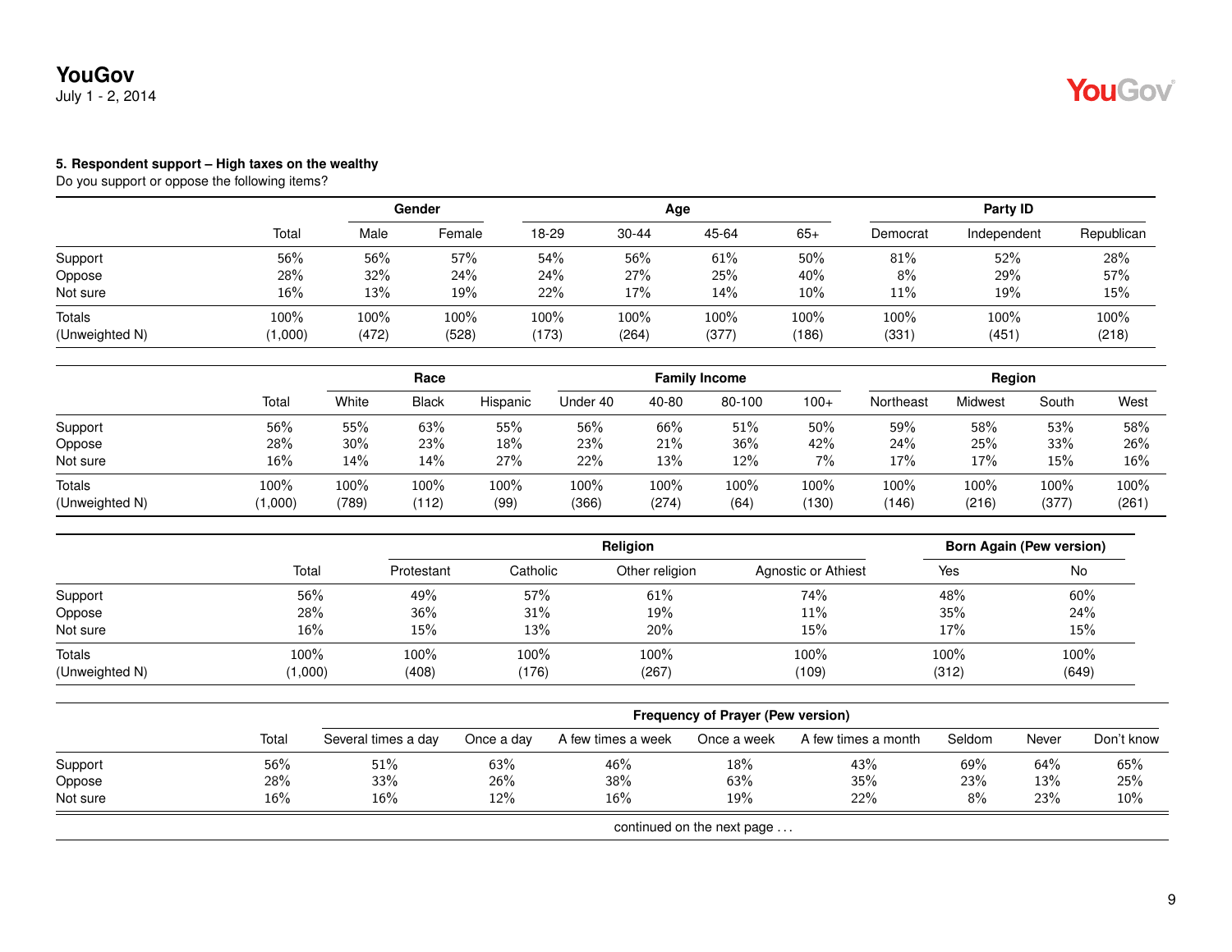### 5. Respondent support – High taxes on the wealthy

Do you support or oppose the following items?

| | Total | Gender | | Age | | | | Party ID | | |
|---|---|---|---|---|---|---|---|---|---|---|
| | | Male | Female | 18-29 | 30-44 | 45-64 | 65+ | Democrat | Independent | Republican |
| Support | 56% | 56% | 57% | 54% | 56% | 61% | 50% | 81% | 52% | 28% |
| Oppose | 28% | 32% | 24% | 24% | 27% | 25% | 40% | 8% | 29% | 57% |
| Not sure | 16% | 13% | 19% | 22% | 17% | 14% | 10% | 11% | 19% | 15% |
| Totals | 100% | 100% | 100% | 100% | 100% | 100% | 100% | 100% | 100% | 100% |
| (Unweighted N) | (1,000) | (472) | (528) | (173) | (264) | (377) | (186) | (331) | (451) | (218) |

| | Total | Race | | | Family Income | | | | Region | | | |
|---|---|---|---|---|---|---|---|---|---|---|---|---|
| | | White | Black | Hispanic | Under 40 | 40-80 | 80-100 | 100+ | Northeast | Midwest | South | West |
| Support | 56% | 55% | 63% | 55% | 56% | 66% | 51% | 50% | 59% | 58% | 53% | 58% |
| Oppose | 28% | 30% | 23% | 18% | 23% | 21% | 36% | 42% | 24% | 25% | 33% | 26% |
| Not sure | 16% | 14% | 14% | 27% | 22% | 13% | 12% | 7% | 17% | 17% | 15% | 16% |
| Totals | 100% | 100% | 100% | 100% | 100% | 100% | 100% | 100% | 100% | 100% | 100% | 100% |
| (Unweighted N) | (1,000) | (789) | (112) | (99) | (366) | (274) | (64) | (130) | (146) | (216) | (377) | (261) |

| | Total | Religion | | | | Born Again (Pew version) | |
|---|---|---|---|---|---|---|---|
| | | Protestant | Catholic | Other religion | Agnostic or Athiest | Yes | No |
| Support | 56% | 49% | 57% | 61% | 74% | 48% | 60% |
| Oppose | 28% | 36% | 31% | 19% | 11% | 35% | 24% |
| Not sure | 16% | 15% | 13% | 20% | 15% | 17% | 15% |
| Totals | 100% | 100% | 100% | 100% | 100% | 100% | 100% |
| (Unweighted N) | (1,000) | (408) | (176) | (267) | (109) | (312) | (649) |

| | Total | Frequency of Prayer (Pew version) | | | | | | | |
|---|---|---|---|---|---|---|---|---|---|
| | | Several times a day | Once a day | A few times a week | Once a week | A few times a month | Seldom | Never | Don't know |
| Support | 56% | 51% | 63% | 46% | 18% | 43% | 69% | 64% | 65% |
| Oppose | 28% | 33% | 26% | 38% | 63% | 35% | 23% | 13% | 25% |
| Not sure | 16% | 16% | 12% | 16% | 19% | 22% | 8% | 23% | 10% |

continued on the next page . . .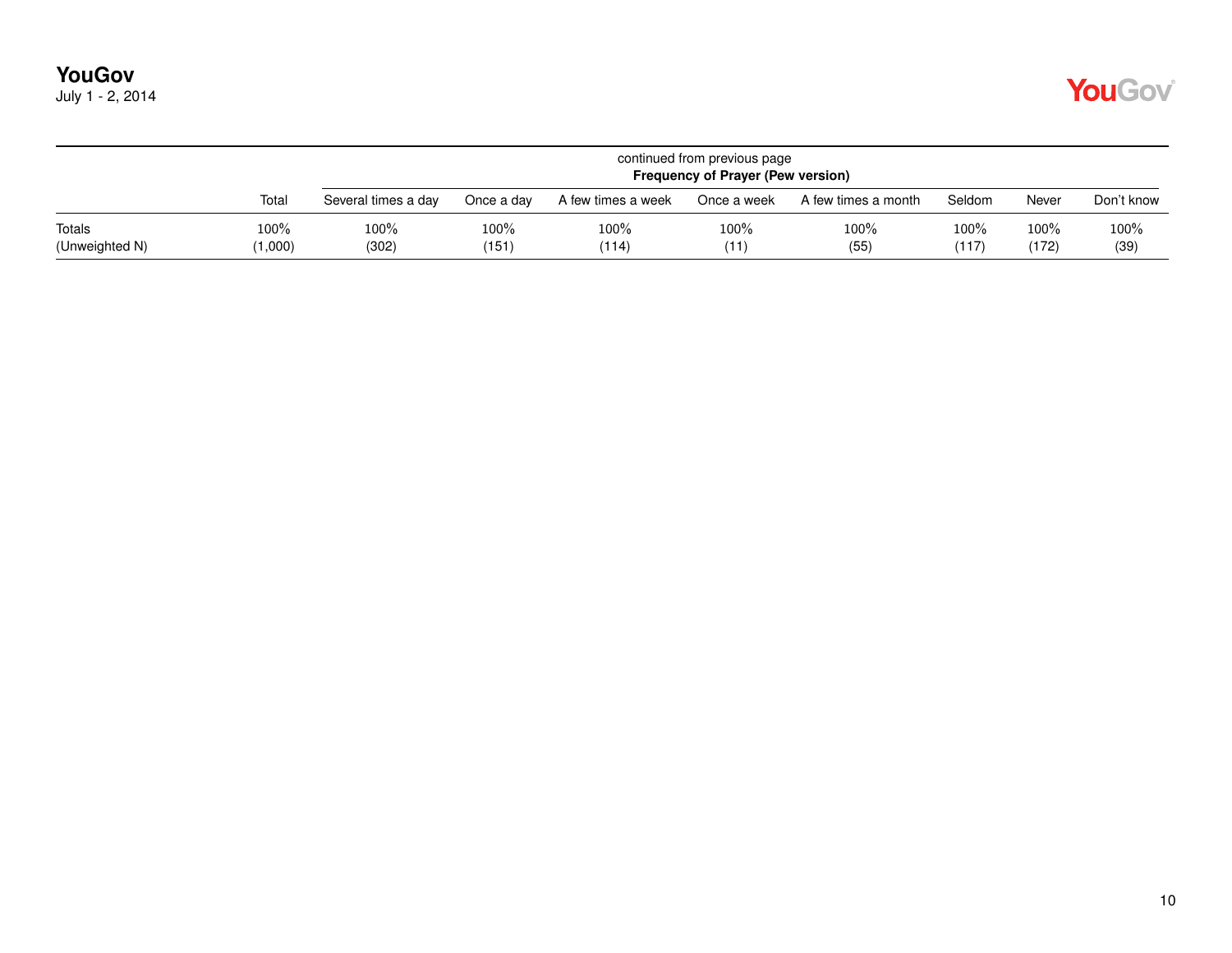continued from previous page

| | Total | Frequency of Prayer (Pew version) | | | | | | | |
|---|---|---|---|---|---|---|---|---|---|
| | | Several times a day | Once a day | A few times a week | Once a week | A few times a month | Seldom | Never | Don't know |
| Totals | 100% | 100% | 100% | 100% | 100% | 100% | 100% | 100% | 100% |
| (Unweighted N) | (1,000) | (302) | (151) | (114) | (11) | (55) | (117) | (172) | (39) |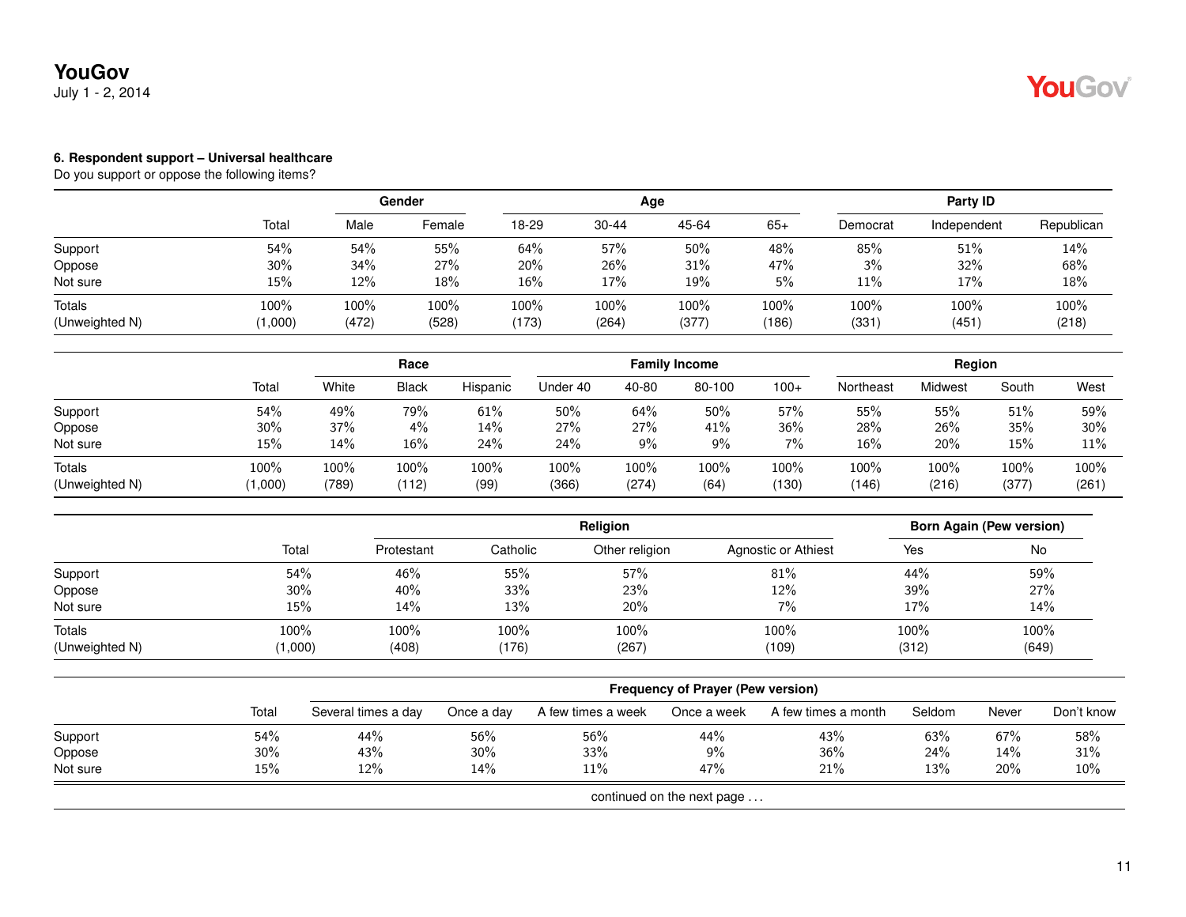**6. Respondent support – Universal healthcare**

Do you support or oppose the following items?

| | Total | Gender | | Age | | | | Party ID | | |
|---|---|---|---|---|---|---|---|---|---|---|
| | | Male | Female | 18-29 | 30-44 | 45-64 | 65+ | Democrat | Independent | Republican |
| Support | 54% | 54% | 55% | 64% | 57% | 50% | 48% | 85% | 51% | 14% |
| Oppose | 30% | 34% | 27% | 20% | 26% | 31% | 47% | 3% | 32% | 68% |
| Not sure | 15% | 12% | 18% | 16% | 17% | 19% | 5% | 11% | 17% | 18% |
| Totals | 100% | 100% | 100% | 100% | 100% | 100% | 100% | 100% | 100% | 100% |
| (Unweighted N) | (1,000) | (472) | (528) | (173) | (264) | (377) | (186) | (331) | (451) | (218) |

| | Total | Race | | | Family Income | | | | Region | | | |
|---|---|---|---|---|---|---|---|---|---|---|---|---|
| | | White | Black | Hispanic | Under 40 | 40-80 | 80-100 | 100+ | Northeast | Midwest | South | West |
| Support | 54% | 49% | 79% | 61% | 50% | 64% | 50% | 57% | 55% | 55% | 51% | 59% |
| Oppose | 30% | 37% | 4% | 14% | 27% | 27% | 41% | 36% | 28% | 26% | 35% | 30% |
| Not sure | 15% | 14% | 16% | 24% | 24% | 9% | 9% | 7% | 16% | 20% | 15% | 11% |
| Totals | 100% | 100% | 100% | 100% | 100% | 100% | 100% | 100% | 100% | 100% | 100% | 100% |
| (Unweighted N) | (1,000) | (789) | (112) | (99) | (366) | (274) | (64) | (130) | (146) | (216) | (377) | (261) |

| | Total | Religion | | | | Born Again (Pew version) | |
|---|---|---|---|---|---|---|---|
| | | Protestant | Catholic | Other religion | Agnostic or Athiest | Yes | No |
| Support | 54% | 46% | 55% | 57% | 81% | 44% | 59% |
| Oppose | 30% | 40% | 33% | 23% | 12% | 39% | 27% |
| Not sure | 15% | 14% | 13% | 20% | 7% | 17% | 14% |
| Totals | 100% | 100% | 100% | 100% | 100% | 100% | 100% |
| (Unweighted N) | (1,000) | (408) | (176) | (267) | (109) | (312) | (649) |

| | Total | Frequency of Prayer (Pew version) | | | | | | | |
|---|---|---|---|---|---|---|---|---|---|
| | | Several times a day | Once a day | A few times a week | Once a week | A few times a month | Seldom | Never | Don't know |
| Support | 54% | 44% | 56% | 56% | 44% | 43% | 63% | 67% | 58% |
| Oppose | 30% | 43% | 30% | 33% | 9% | 36% | 24% | 14% | 31% |
| Not sure | 15% | 12% | 14% | 11% | 47% | 21% | 13% | 20% | 10% |

continued on the next page ...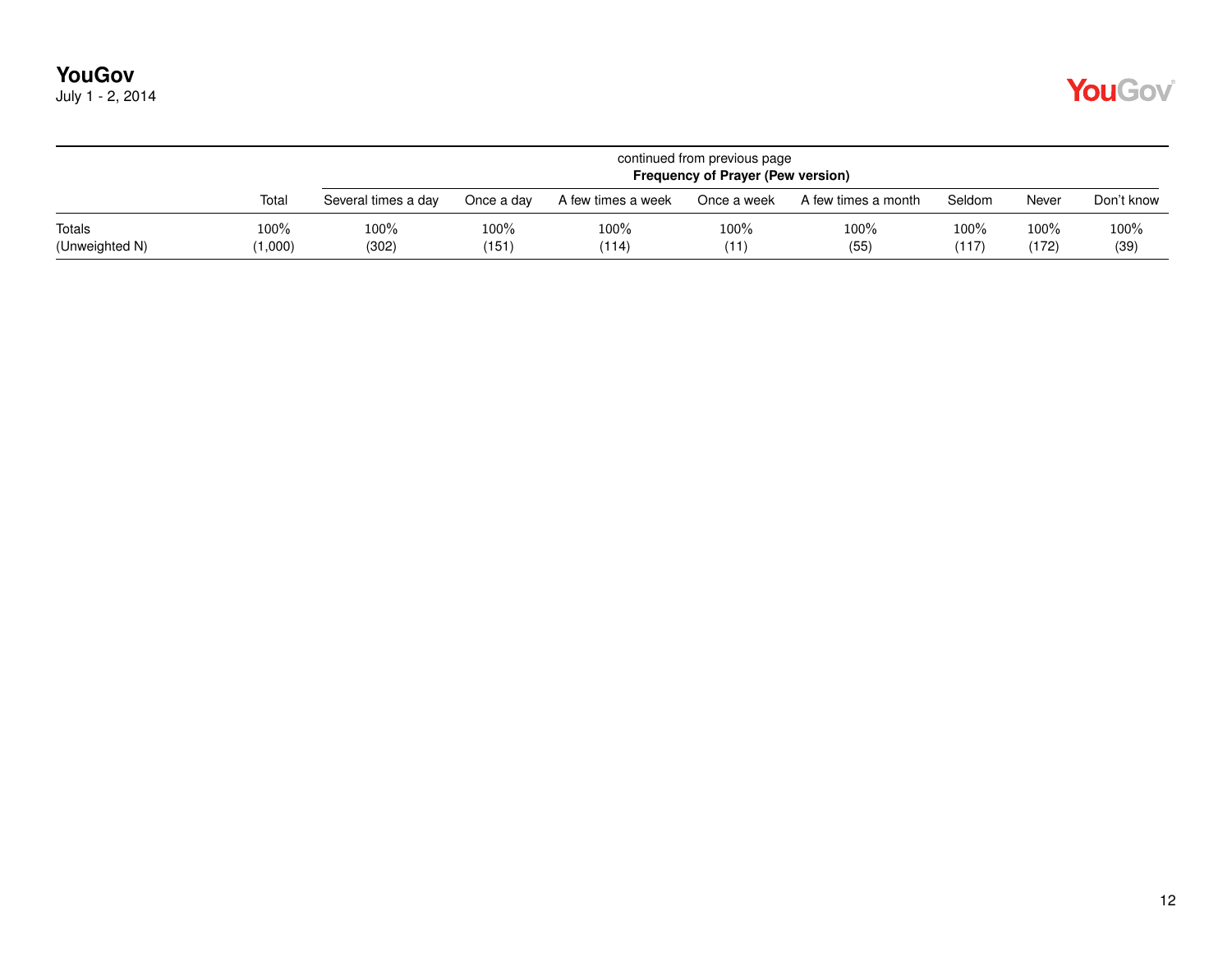continued from previous page

| | | Frequency of Prayer (Pew version) | | | | | | | |
|---|---|---|---|---|---|---|---|---|---|
| | Total | Several times a day | Once a day | A few times a week | Once a week | A few times a month | Seldom | Never | Don't know |
| Totals | 100% | 100% | 100% | 100% | 100% | 100% | 100% | 100% | 100% |
| (Unweighted N) | (1,000) | (302) | (151) | (114) | (11) | (55) | (117) | (172) | (39) |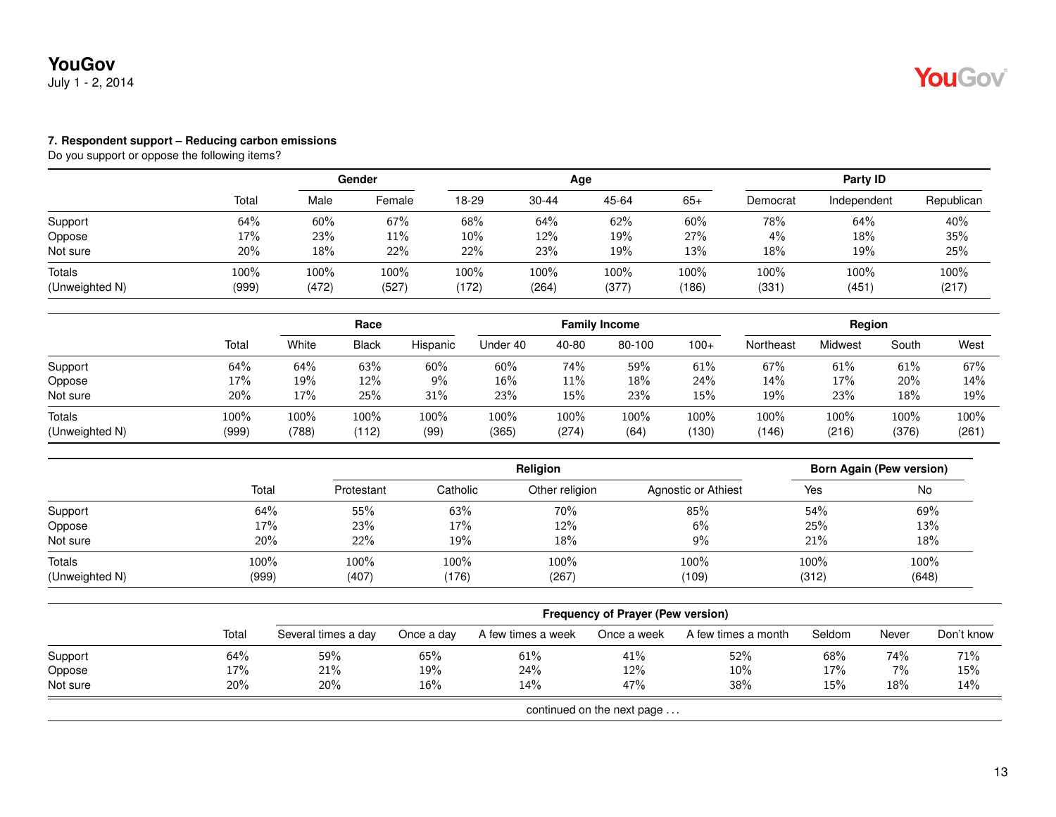### 7. Respondent support – Reducing carbon emissions

Do you support or oppose the following items?

| | Total | Gender | | Age | | | | Party ID | | |
|---|---|---|---|---|---|---|---|---|---|---|
| | | Male | Female | 18-29 | 30-44 | 45-64 | 65+ | Democrat | Independent | Republican |
| Support | 64% | 60% | 67% | 68% | 64% | 62% | 60% | 78% | 64% | 40% |
| Oppose | 17% | 23% | 11% | 10% | 12% | 19% | 27% | 4% | 18% | 35% |
| Not sure | 20% | 18% | 22% | 22% | 23% | 19% | 13% | 18% | 19% | 25% |
| Totals | 100% | 100% | 100% | 100% | 100% | 100% | 100% | 100% | 100% | 100% |
| (Unweighted N) | (999) | (472) | (527) | (172) | (264) | (377) | (186) | (331) | (451) | (217) |

| | Total | Race | | | Family Income | | | | Region | | | |
|---|---|---|---|---|---|---|---|---|---|---|---|---|
| | | White | Black | Hispanic | Under 40 | 40-80 | 80-100 | 100+ | Northeast | Midwest | South | West |
| Support | 64% | 64% | 63% | 60% | 60% | 74% | 59% | 61% | 67% | 61% | 61% | 67% |
| Oppose | 17% | 19% | 12% | 9% | 16% | 11% | 18% | 24% | 14% | 17% | 20% | 14% |
| Not sure | 20% | 17% | 25% | 31% | 23% | 15% | 23% | 15% | 19% | 23% | 18% | 19% |
| Totals | 100% | 100% | 100% | 100% | 100% | 100% | 100% | 100% | 100% | 100% | 100% | 100% |
| (Unweighted N) | (999) | (788) | (112) | (99) | (365) | (274) | (64) | (130) | (146) | (216) | (376) | (261) |

| | Total | Religion | | | | Born Again (Pew version) | |
|---|---|---|---|---|---|---|---|
| | | Protestant | Catholic | Other religion | Agnostic or Athiest | Yes | No |
| Support | 64% | 55% | 63% | 70% | 85% | 54% | 69% |
| Oppose | 17% | 23% | 17% | 12% | 6% | 25% | 13% |
| Not sure | 20% | 22% | 19% | 18% | 9% | 21% | 18% |
| Totals | 100% | 100% | 100% | 100% | 100% | 100% | 100% |
| (Unweighted N) | (999) | (407) | (176) | (267) | (109) | (312) | (648) |

| | Total | Frequency of Prayer (Pew version) | | | | | | | |
|---|---|---|---|---|---|---|---|---|---|
| | | Several times a day | Once a day | A few times a week | Once a week | A few times a month | Seldom | Never | Don't know |
| Support | 64% | 59% | 65% | 61% | 41% | 52% | 68% | 74% | 71% |
| Oppose | 17% | 21% | 19% | 24% | 12% | 10% | 17% | 7% | 15% |
| Not sure | 20% | 20% | 16% | 14% | 47% | 38% | 15% | 18% | 14% |

continued on the next page . . .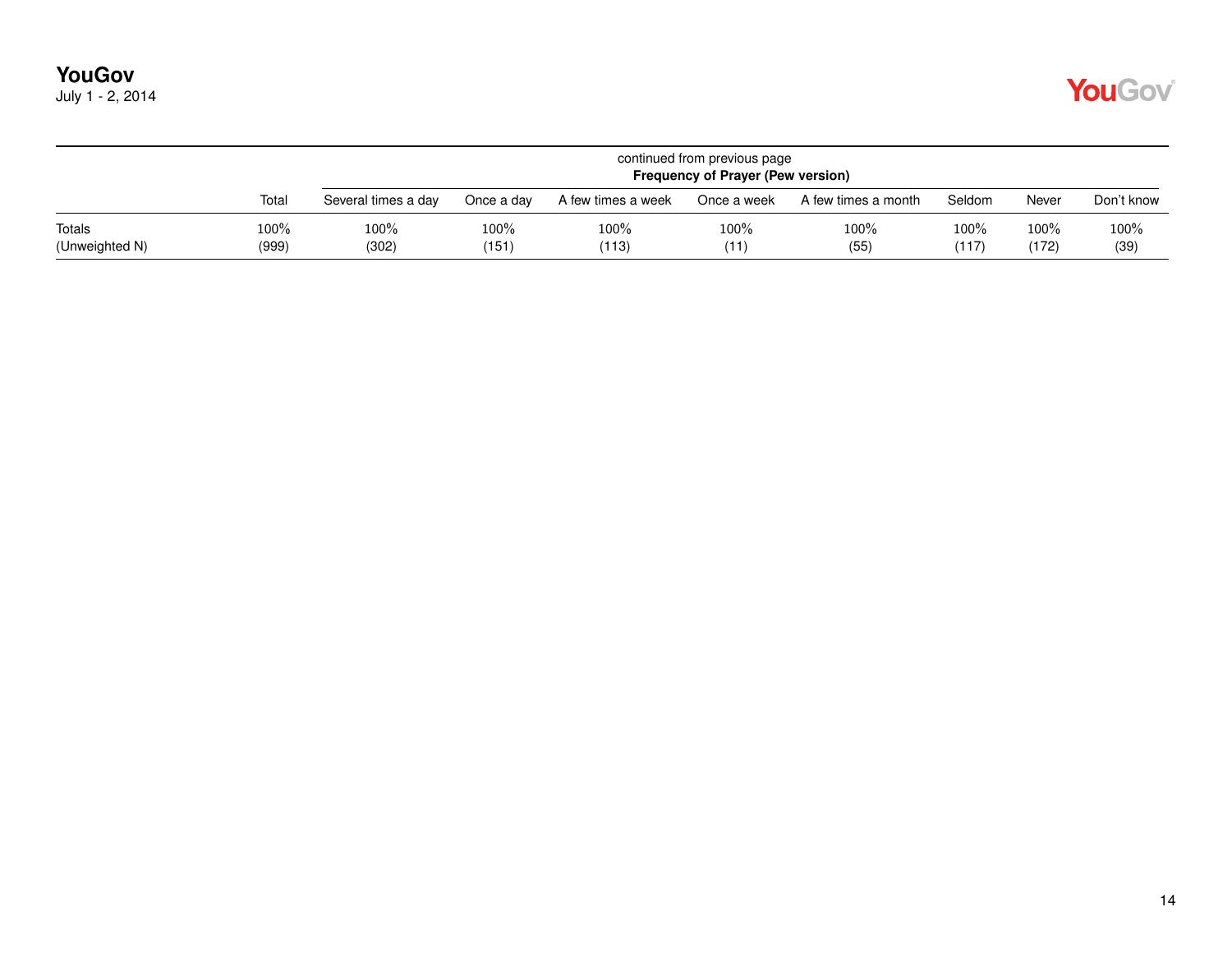continued from previous page

| | Total | Frequency of Prayer (Pew version) | | | | | | | |
|---|---|---|---|---|---|---|---|---|---|
| | | Several times a day | Once a day | A few times a week | Once a week | A few times a month | Seldom | Never | Don't know |
| Totals | 100% | 100% | 100% | 100% | 100% | 100% | 100% | 100% | 100% |
| (Unweighted N) | (999) | (302) | (151) | (113) | (11) | (55) | (117) | (172) | (39) |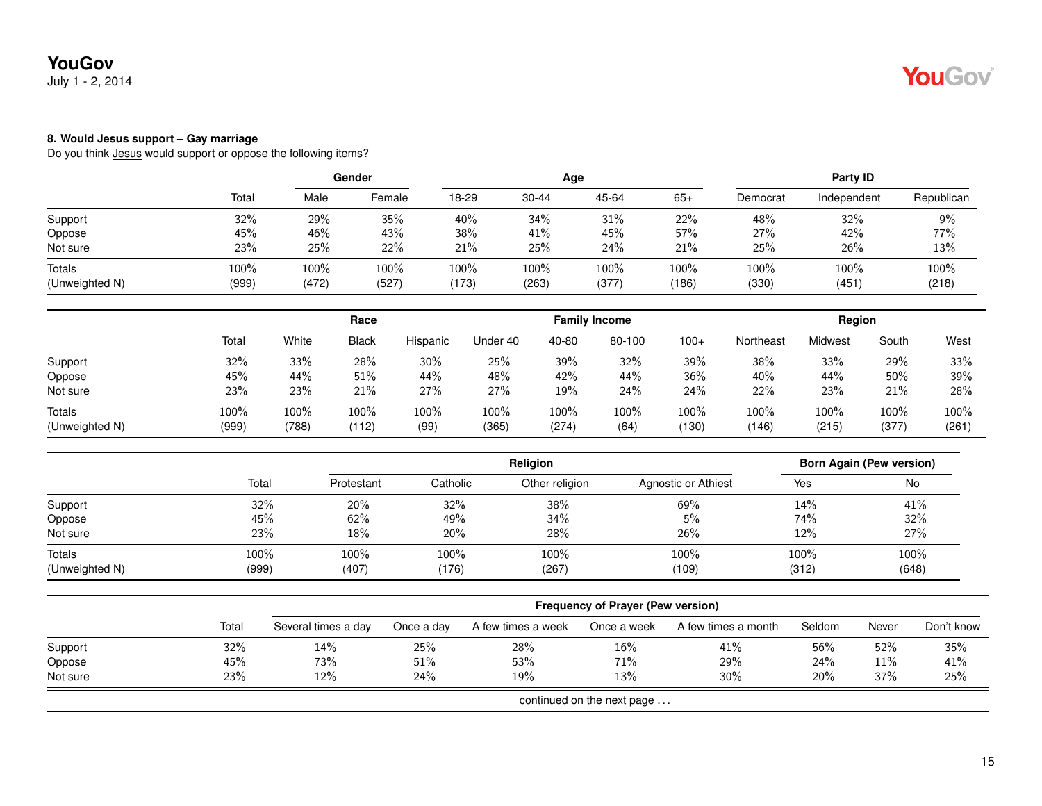**YouGov**
July 1 - 2, 2014

### 8. Would Jesus support – Gay marriage

Do you think Jesus would support or oppose the following items?

| | Total | Gender | | Age | | | | Party ID | | |
|---|---|---|---|---|---|---|---|---|---|---|
| | | Male | Female | 18-29 | 30-44 | 45-64 | 65+ | Democrat | Independent | Republican |
| Support | 32% | 29% | 35% | 40% | 34% | 31% | 22% | 48% | 32% | 9% |
| Oppose | 45% | 46% | 43% | 38% | 41% | 45% | 57% | 27% | 42% | 77% |
| Not sure | 23% | 25% | 22% | 21% | 25% | 24% | 21% | 25% | 26% | 13% |
| Totals | 100% | 100% | 100% | 100% | 100% | 100% | 100% | 100% | 100% | 100% |
| (Unweighted N) | (999) | (472) | (527) | (173) | (263) | (377) | (186) | (330) | (451) | (218) |

| | Total | Race | | | Family Income | | | | Region | | | |
|---|---|---|---|---|---|---|---|---|---|---|---|---|
| | | White | Black | Hispanic | Under 40 | 40-80 | 80-100 | 100+ | Northeast | Midwest | South | West |
| Support | 32% | 33% | 28% | 30% | 25% | 39% | 32% | 39% | 38% | 33% | 29% | 33% |
| Oppose | 45% | 44% | 51% | 44% | 48% | 42% | 44% | 36% | 40% | 44% | 50% | 39% |
| Not sure | 23% | 23% | 21% | 27% | 27% | 19% | 24% | 24% | 22% | 23% | 21% | 28% |
| Totals | 100% | 100% | 100% | 100% | 100% | 100% | 100% | 100% | 100% | 100% | 100% | 100% |
| (Unweighted N) | (999) | (788) | (112) | (99) | (365) | (274) | (64) | (130) | (146) | (215) | (377) | (261) |

| | Total | Religion | | | | Born Again (Pew version) | |
|---|---|---|---|---|---|---|---|
| | | Protestant | Catholic | Other religion | Agnostic or Athiest | Yes | No |
| Support | 32% | 20% | 32% | 38% | 69% | 14% | 41% |
| Oppose | 45% | 62% | 49% | 34% | 5% | 74% | 32% |
| Not sure | 23% | 18% | 20% | 28% | 26% | 12% | 27% |
| Totals | 100% | 100% | 100% | 100% | 100% | 100% | 100% |
| (Unweighted N) | (999) | (407) | (176) | (267) | (109) | (312) | (648) |

| | Total | Frequency of Prayer (Pew version) | | | | | | | |
|---|---|---|---|---|---|---|---|---|---|
| | | Several times a day | Once a day | A few times a week | Once a week | A few times a month | Seldom | Never | Don't know |
| Support | 32% | 14% | 25% | 28% | 16% | 41% | 56% | 52% | 35% |
| Oppose | 45% | 73% | 51% | 53% | 71% | 29% | 24% | 11% | 41% |
| Not sure | 23% | 12% | 24% | 19% | 13% | 30% | 20% | 37% | 25% |

continued on the next page . . .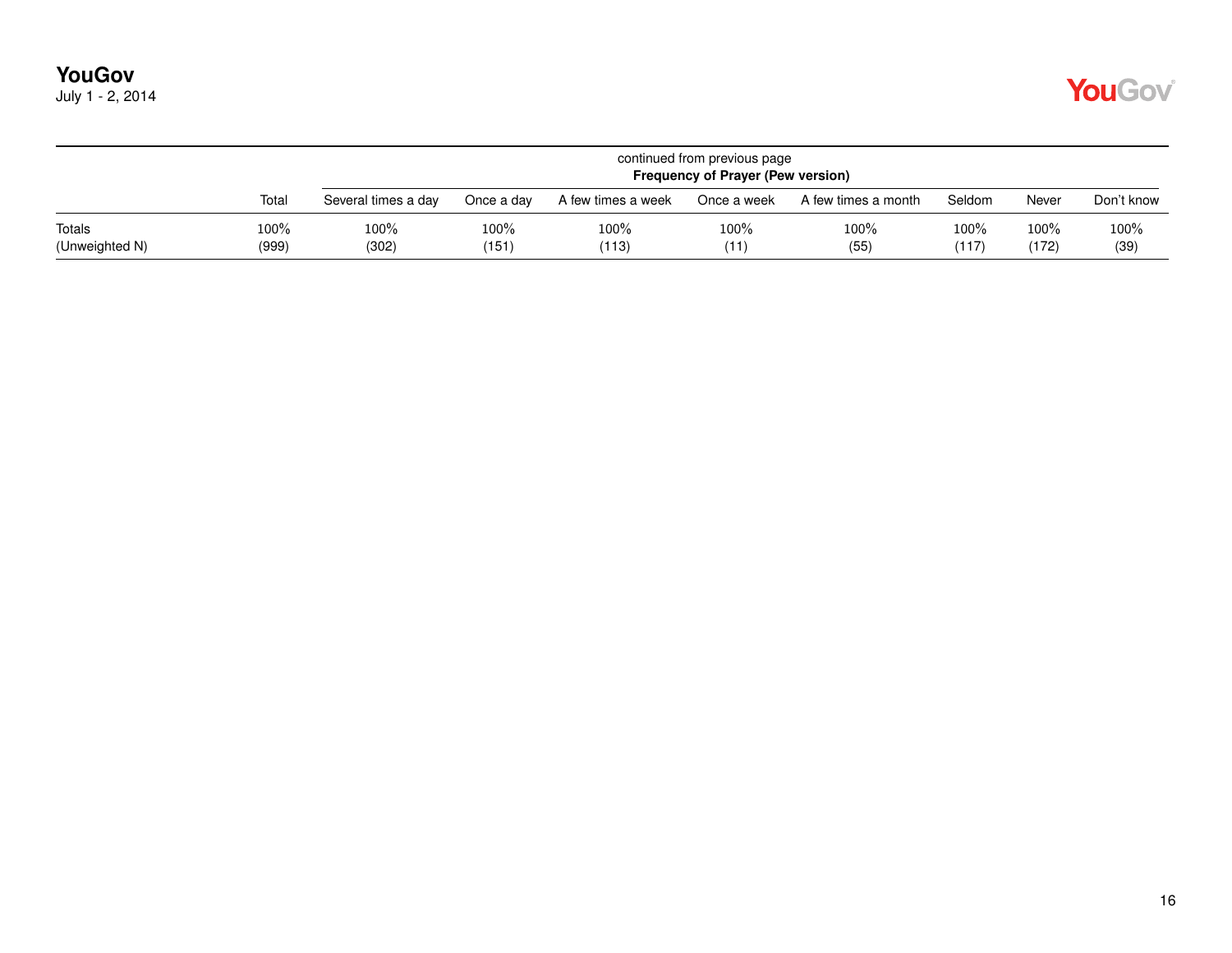continued from previous page

| | Total | Frequency of Prayer (Pew version) | | | | | | | |
|---|---|---|---|---|---|---|---|---|---|
| | | Several times a day | Once a day | A few times a week | Once a week | A few times a month | Seldom | Never | Don't know |
| Totals | 100% | 100% | 100% | 100% | 100% | 100% | 100% | 100% | 100% |
| (Unweighted N) | (999) | (302) | (151) | (113) | (11) | (55) | (117) | (172) | (39) |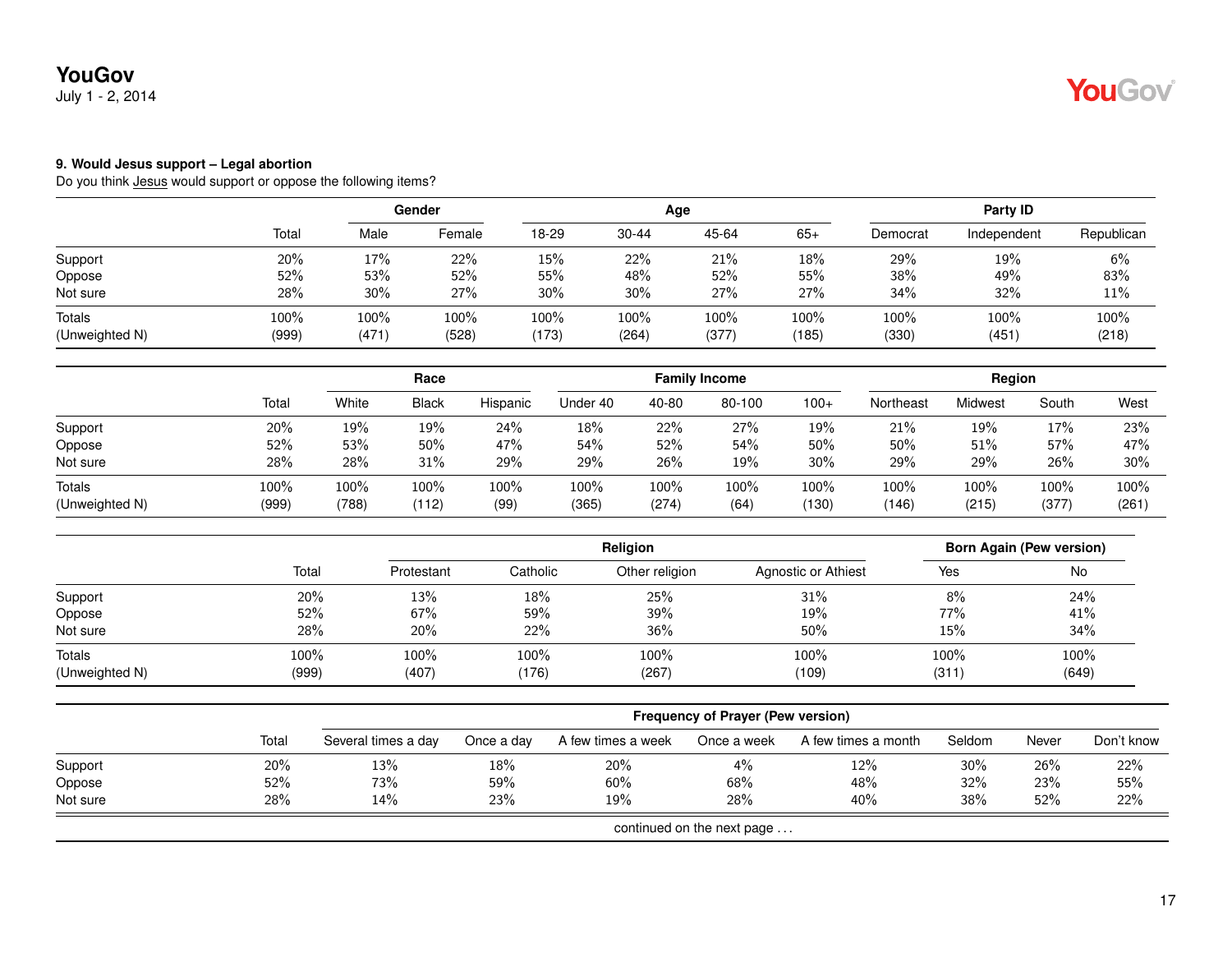### 9. Would Jesus support – Legal abortion

Do you think Jesus would support or oppose the following items?

| | Total | Gender | | Age | | | | Party ID | | |
|---|---|---|---|---|---|---|---|---|---|---|
| | | Male | Female | 18-29 | 30-44 | 45-64 | 65+ | Democrat | Independent | Republican |
| Support | 20% | 17% | 22% | 15% | 22% | 21% | 18% | 29% | 19% | 6% |
| Oppose | 52% | 53% | 52% | 55% | 48% | 52% | 55% | 38% | 49% | 83% |
| Not sure | 28% | 30% | 27% | 30% | 30% | 27% | 27% | 34% | 32% | 11% |
| Totals | 100% | 100% | 100% | 100% | 100% | 100% | 100% | 100% | 100% | 100% |
| (Unweighted N) | (999) | (471) | (528) | (173) | (264) | (377) | (185) | (330) | (451) | (218) |

| | Total | Race | | | Family Income | | | | Region | | | |
|---|---|---|---|---|---|---|---|---|---|---|---|---|
| | | White | Black | Hispanic | Under 40 | 40-80 | 80-100 | 100+ | Northeast | Midwest | South | West |
| Support | 20% | 19% | 19% | 24% | 18% | 22% | 27% | 19% | 21% | 19% | 17% | 23% |
| Oppose | 52% | 53% | 50% | 47% | 54% | 52% | 54% | 50% | 50% | 51% | 57% | 47% |
| Not sure | 28% | 28% | 31% | 29% | 29% | 26% | 19% | 30% | 29% | 29% | 26% | 30% |
| Totals | 100% | 100% | 100% | 100% | 100% | 100% | 100% | 100% | 100% | 100% | 100% | 100% |
| (Unweighted N) | (999) | (788) | (112) | (99) | (365) | (274) | (64) | (130) | (146) | (215) | (377) | (261) |

| | Total | Religion | | | | Born Again (Pew version) | |
|---|---|---|---|---|---|---|---|
| | | Protestant | Catholic | Other religion | Agnostic or Athiest | Yes | No |
| Support | 20% | 13% | 18% | 25% | 31% | 8% | 24% |
| Oppose | 52% | 67% | 59% | 39% | 19% | 77% | 41% |
| Not sure | 28% | 20% | 22% | 36% | 50% | 15% | 34% |
| Totals | 100% | 100% | 100% | 100% | 100% | 100% | 100% |
| (Unweighted N) | (999) | (407) | (176) | (267) | (109) | (311) | (649) |

| | Total | Frequency of Prayer (Pew version) | | | | | | | |
|---|---|---|---|---|---|---|---|---|---|
| | | Several times a day | Once a day | A few times a week | Once a week | A few times a month | Seldom | Never | Don't know |
| Support | 20% | 13% | 18% | 20% | 4% | 12% | 30% | 26% | 22% |
| Oppose | 52% | 73% | 59% | 60% | 68% | 48% | 32% | 23% | 55% |
| Not sure | 28% | 14% | 23% | 19% | 28% | 40% | 38% | 52% | 22% |

continued on the next page . . .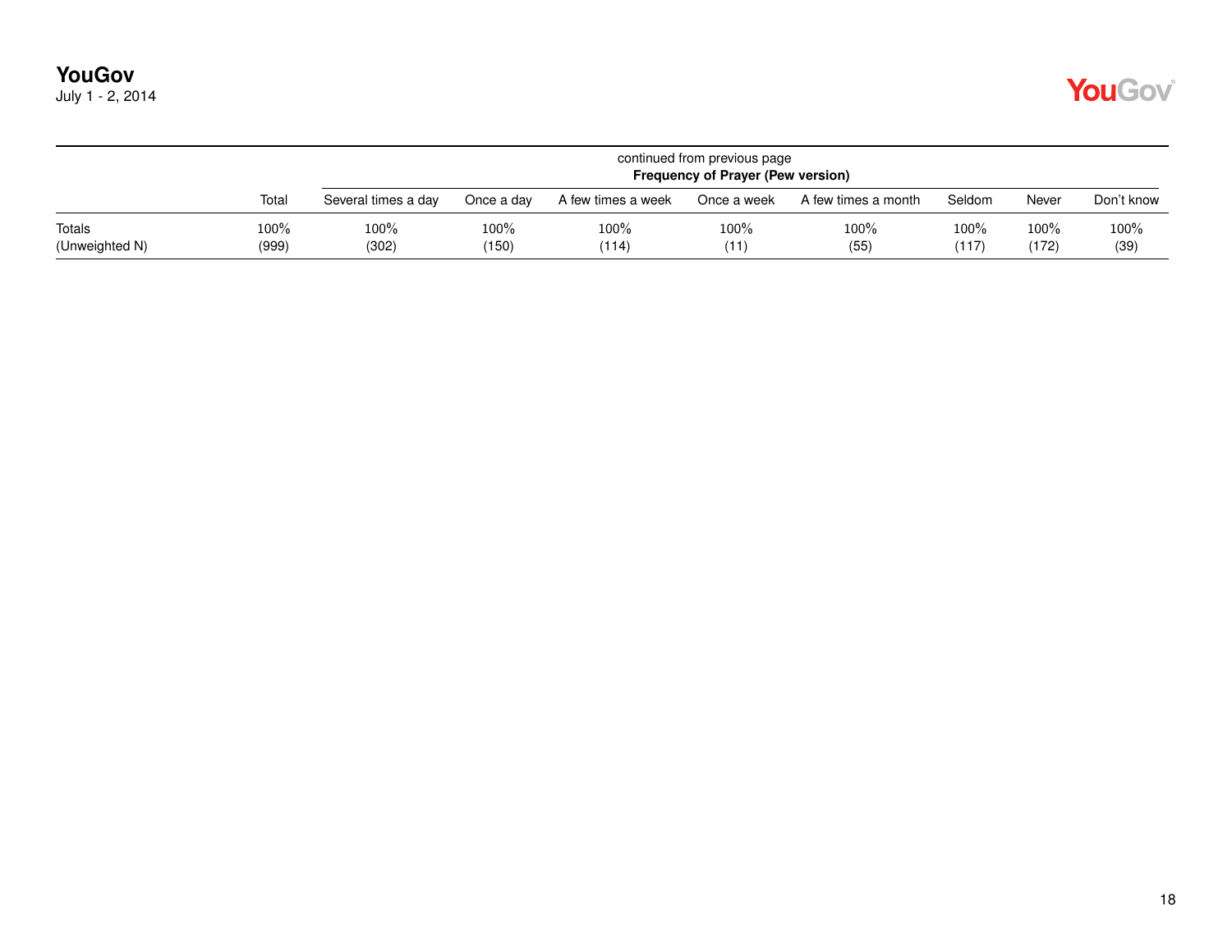continued from previous page

| | Total | Frequency of Prayer (Pew version) | | | | | | | |
|---|---|---|---|---|---|---|---|---|---|
| | | Several times a day | Once a day | A few times a week | Once a week | A few times a month | Seldom | Never | Don't know |
| Totals | 100% | 100% | 100% | 100% | 100% | 100% | 100% | 100% | 100% |
| (Unweighted N) | (999) | (302) | (150) | (114) | (11) | (55) | (117) | (172) | (39) |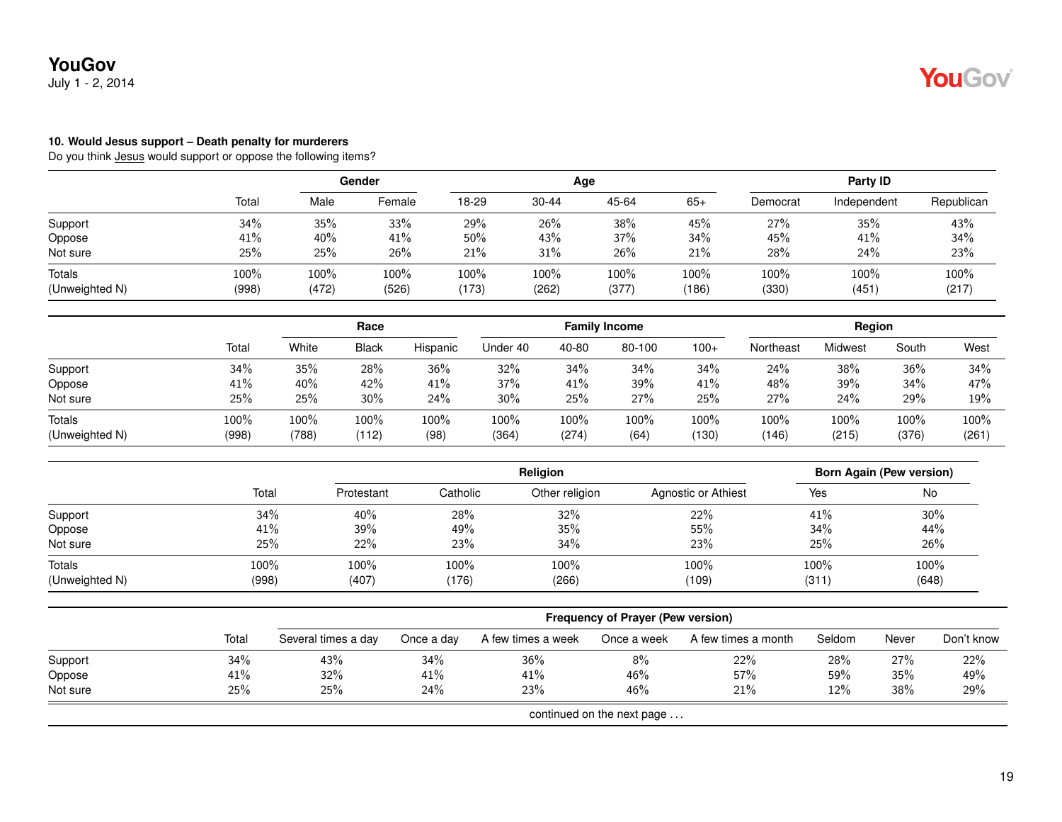**10. Would Jesus support – Death penalty for murderers**

Do you think Jesus would support or oppose the following items?

| | Total | Gender | | Age | | | | Party ID | | |
|---|---|---|---|---|---|---|---|---|---|---|
| | | Male | Female | 18-29 | 30-44 | 45-64 | 65+ | Democrat | Independent | Republican |
| Support | 34% | 35% | 33% | 29% | 26% | 38% | 45% | 27% | 35% | 43% |
| Oppose | 41% | 40% | 41% | 50% | 43% | 37% | 34% | 45% | 41% | 34% |
| Not sure | 25% | 25% | 26% | 21% | 31% | 26% | 21% | 28% | 24% | 23% |
| Totals | 100% | 100% | 100% | 100% | 100% | 100% | 100% | 100% | 100% | 100% |
| (Unweighted N) | (998) | (472) | (526) | (173) | (262) | (377) | (186) | (330) | (451) | (217) |

| | Total | Race | | | Family Income | | | | Region | | | |
|---|---|---|---|---|---|---|---|---|---|---|---|---|
| | | White | Black | Hispanic | Under 40 | 40-80 | 80-100 | 100+ | Northeast | Midwest | South | West |
| Support | 34% | 35% | 28% | 36% | 32% | 34% | 34% | 34% | 24% | 38% | 36% | 34% |
| Oppose | 41% | 40% | 42% | 41% | 37% | 41% | 39% | 41% | 48% | 39% | 34% | 47% |
| Not sure | 25% | 25% | 30% | 24% | 30% | 25% | 27% | 25% | 27% | 24% | 29% | 19% |
| Totals | 100% | 100% | 100% | 100% | 100% | 100% | 100% | 100% | 100% | 100% | 100% | 100% |
| (Unweighted N) | (998) | (788) | (112) | (98) | (364) | (274) | (64) | (130) | (146) | (215) | (376) | (261) |

| | Total | Religion | | | | Born Again (Pew version) | |
|---|---|---|---|---|---|---|---|
| | | Protestant | Catholic | Other religion | Agnostic or Athiest | Yes | No |
| Support | 34% | 40% | 28% | 32% | 22% | 41% | 30% |
| Oppose | 41% | 39% | 49% | 35% | 55% | 34% | 44% |
| Not sure | 25% | 22% | 23% | 34% | 23% | 25% | 26% |
| Totals | 100% | 100% | 100% | 100% | 100% | 100% | 100% |
| (Unweighted N) | (998) | (407) | (176) | (266) | (109) | (311) | (648) |

| | Total | Frequency of Prayer (Pew version) | | | | | | | |
|---|---|---|---|---|---|---|---|---|---|
| | | Several times a day | Once a day | A few times a week | Once a week | A few times a month | Seldom | Never | Don't know |
| Support | 34% | 43% | 34% | 36% | 8% | 22% | 28% | 27% | 22% |
| Oppose | 41% | 32% | 41% | 41% | 46% | 57% | 59% | 35% | 49% |
| Not sure | 25% | 25% | 24% | 23% | 46% | 21% | 12% | 38% | 29% |

continued on the next page . . .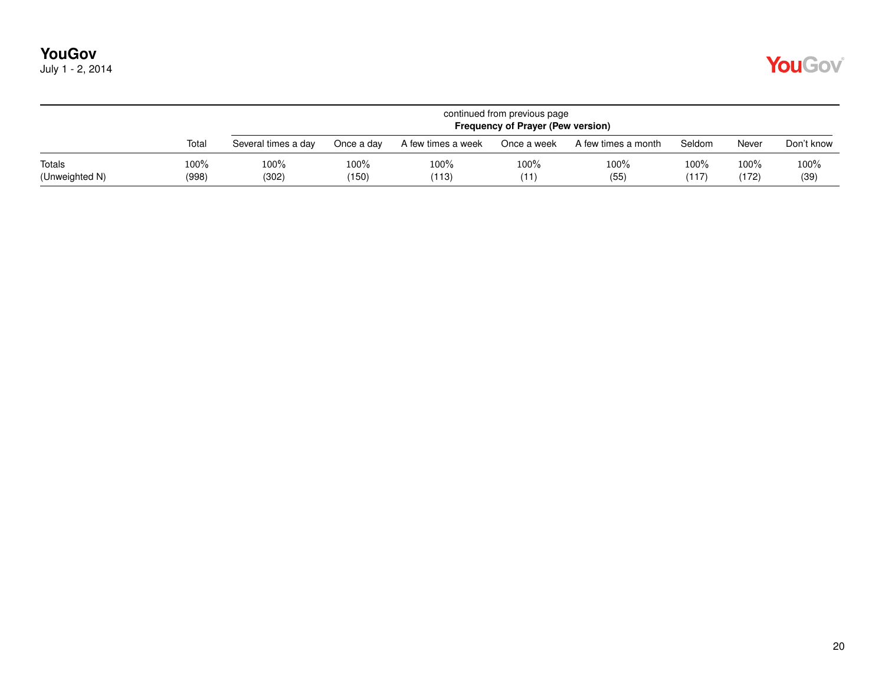continued from previous page

| | Total | Frequency of Prayer (Pew version) | | | | | | | |
|---|---|---|---|---|---|---|---|---|---|
| | | Several times a day | Once a day | A few times a week | Once a week | A few times a month | Seldom | Never | Don't know |
| Totals | 100% | 100% | 100% | 100% | 100% | 100% | 100% | 100% | 100% |
| (Unweighted N) | (998) | (302) | (150) | (113) | (11) | (55) | (117) | (172) | (39) |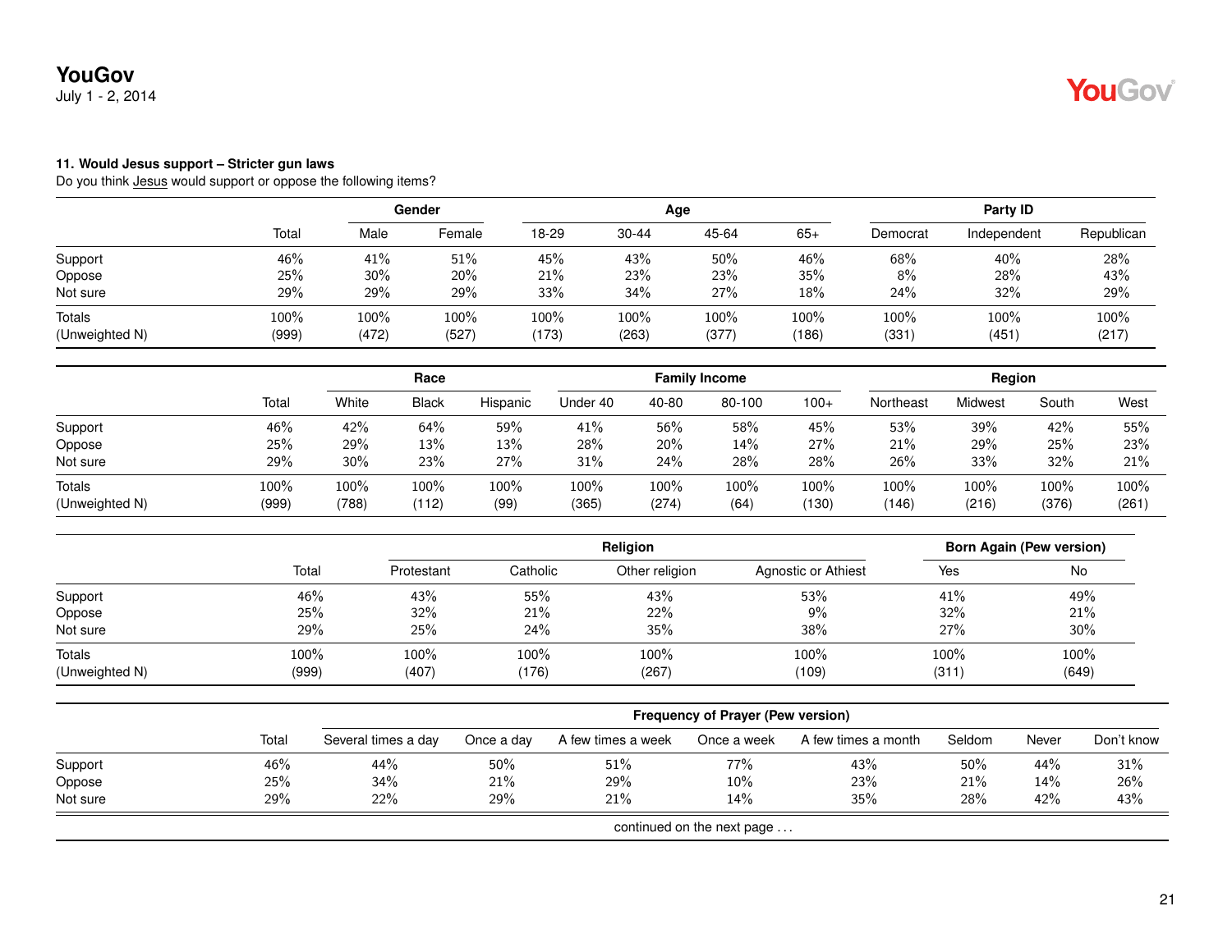**11. Would Jesus support – Stricter gun laws**

Do you think Jesus would support or oppose the following items?

| | Total | Gender | | Age | | | | Party ID | | |
|---|---|---|---|---|---|---|---|---|---|---|
| | | Male | Female | 18-29 | 30-44 | 45-64 | 65+ | Democrat | Independent | Republican |
| Support | 46% | 41% | 51% | 45% | 43% | 50% | 46% | 68% | 40% | 28% |
| Oppose | 25% | 30% | 20% | 21% | 23% | 23% | 35% | 8% | 28% | 43% |
| Not sure | 29% | 29% | 29% | 33% | 34% | 27% | 18% | 24% | 32% | 29% |
| Totals | 100% | 100% | 100% | 100% | 100% | 100% | 100% | 100% | 100% | 100% |
| (Unweighted N) | (999) | (472) | (527) | (173) | (263) | (377) | (186) | (331) | (451) | (217) |

| | Total | Race | | | Family Income | | | | Region | | | |
|---|---|---|---|---|---|---|---|---|---|---|---|---|
| | | White | Black | Hispanic | Under 40 | 40-80 | 80-100 | 100+ | Northeast | Midwest | South | West |
| Support | 46% | 42% | 64% | 59% | 41% | 56% | 58% | 45% | 53% | 39% | 42% | 55% |
| Oppose | 25% | 29% | 13% | 13% | 28% | 20% | 14% | 27% | 21% | 29% | 25% | 23% |
| Not sure | 29% | 30% | 23% | 27% | 31% | 24% | 28% | 28% | 26% | 33% | 32% | 21% |
| Totals | 100% | 100% | 100% | 100% | 100% | 100% | 100% | 100% | 100% | 100% | 100% | 100% |
| (Unweighted N) | (999) | (788) | (112) | (99) | (365) | (274) | (64) | (130) | (146) | (216) | (376) | (261) |

| | Total | Religion | | | | Born Again (Pew version) | |
|---|---|---|---|---|---|---|---|
| | | Protestant | Catholic | Other religion | Agnostic or Athiest | Yes | No |
| Support | 46% | 43% | 55% | 43% | 53% | 41% | 49% |
| Oppose | 25% | 32% | 21% | 22% | 9% | 32% | 21% |
| Not sure | 29% | 25% | 24% | 35% | 38% | 27% | 30% |
| Totals | 100% | 100% | 100% | 100% | 100% | 100% | 100% |
| (Unweighted N) | (999) | (407) | (176) | (267) | (109) | (311) | (649) |

| | Total | Frequency of Prayer (Pew version) | | | | | | | |
|---|---|---|---|---|---|---|---|---|---|
| | | Several times a day | Once a day | A few times a week | Once a week | A few times a month | Seldom | Never | Don't know |
| Support | 46% | 44% | 50% | 51% | 77% | 43% | 50% | 44% | 31% |
| Oppose | 25% | 34% | 21% | 29% | 10% | 23% | 21% | 14% | 26% |
| Not sure | 29% | 22% | 29% | 21% | 14% | 35% | 28% | 42% | 43% |

continued on the next page . . .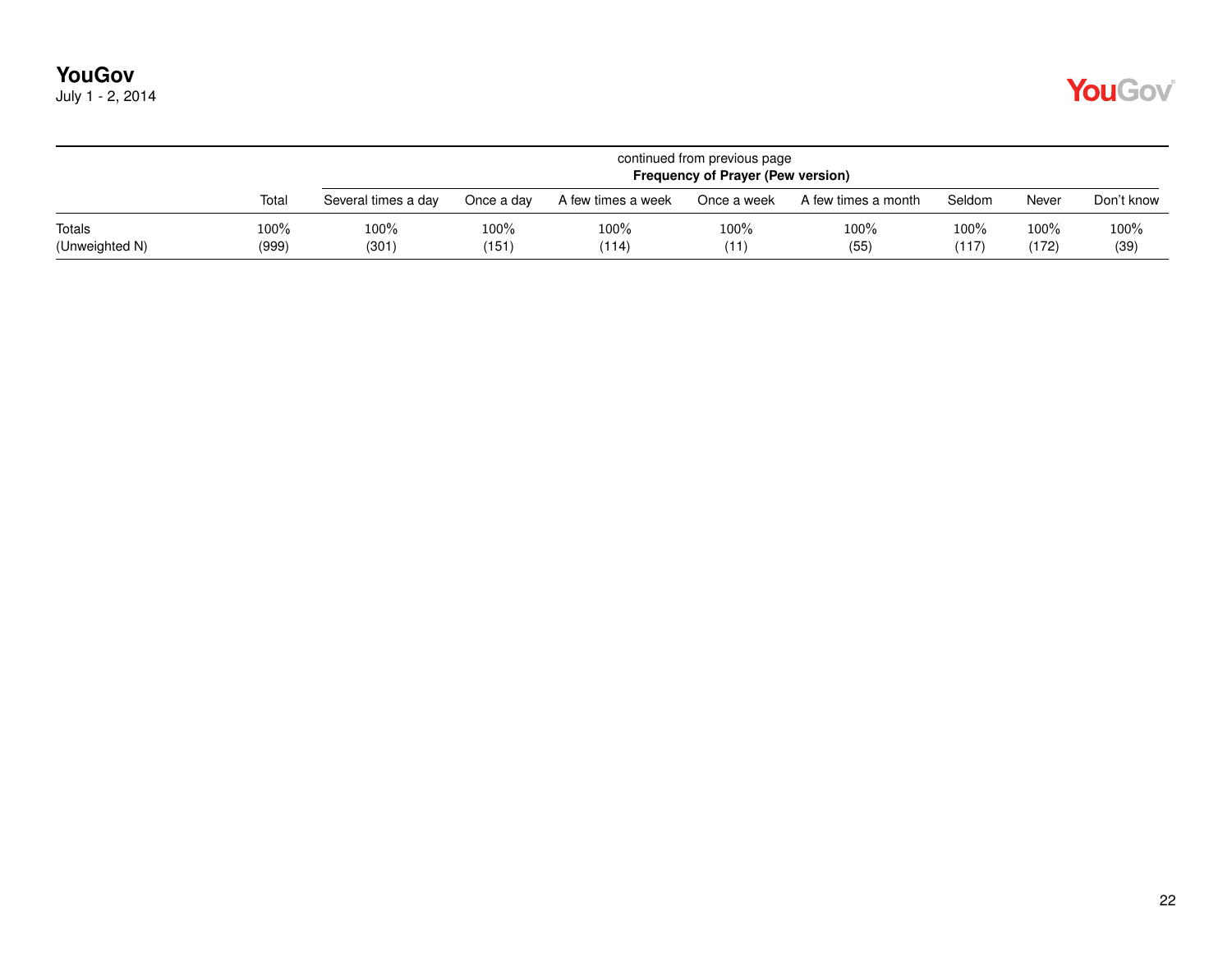continued from previous page

| | Total | Frequency of Prayer (Pew version) | | | | | | | |
|---|---|---|---|---|---|---|---|---|---|
| | | Several times a day | Once a day | A few times a week | Once a week | A few times a month | Seldom | Never | Don't know |
| Totals | 100% | 100% | 100% | 100% | 100% | 100% | 100% | 100% | 100% |
| (Unweighted N) | (999) | (301) | (151) | (114) | (11) | (55) | (117) | (172) | (39) |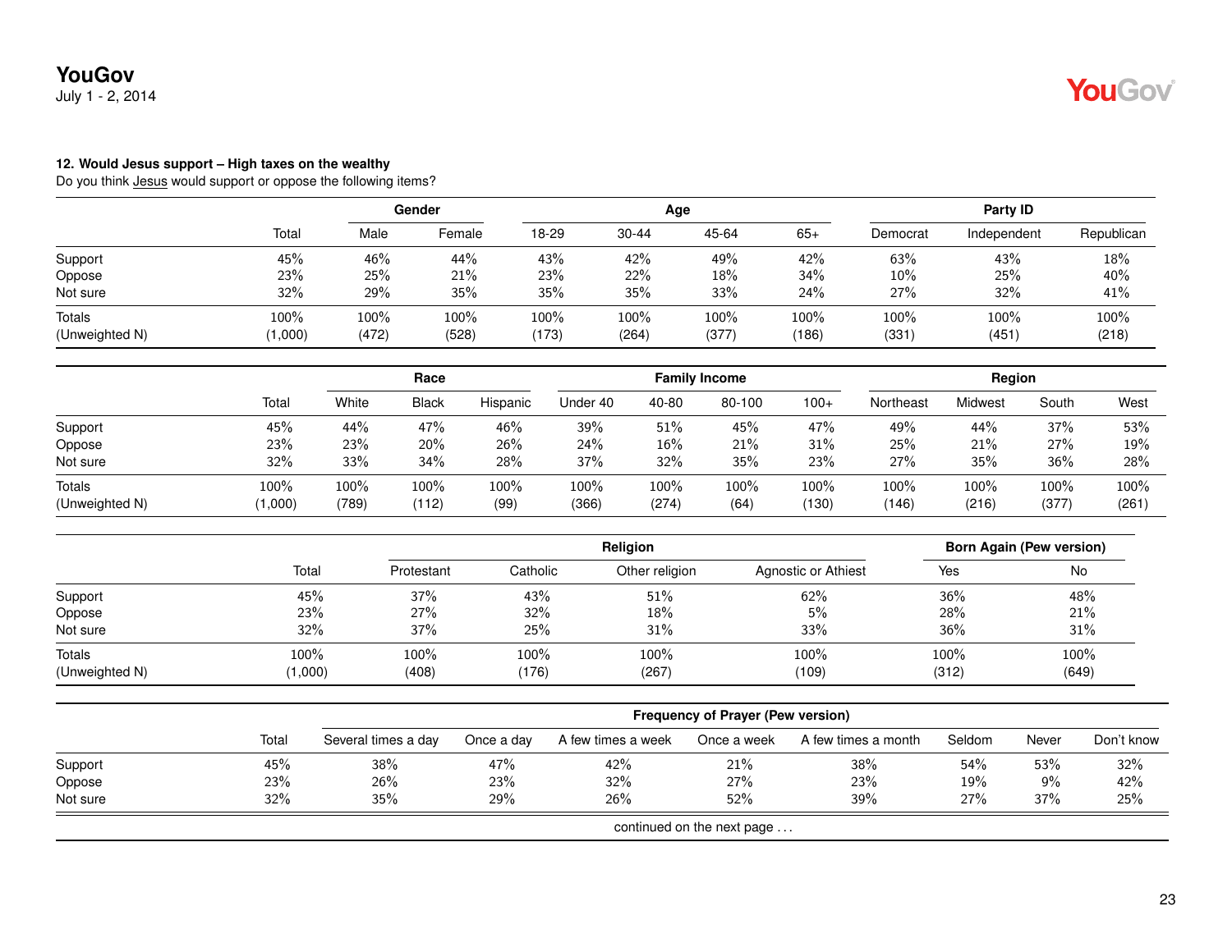**12. Would Jesus support – High taxes on the wealthy**

Do you think Jesus would support or oppose the following items?

| | Total | Gender | | Age | | | | Party ID | | |
|---|---|---|---|---|---|---|---|---|---|---|
| | | Male | Female | 18-29 | 30-44 | 45-64 | 65+ | Democrat | Independent | Republican |
| Support | 45% | 46% | 44% | 43% | 42% | 49% | 42% | 63% | 43% | 18% |
| Oppose | 23% | 25% | 21% | 23% | 22% | 18% | 34% | 10% | 25% | 40% |
| Not sure | 32% | 29% | 35% | 35% | 35% | 33% | 24% | 27% | 32% | 41% |
| Totals | 100% | 100% | 100% | 100% | 100% | 100% | 100% | 100% | 100% | 100% |
| (Unweighted N) | (1,000) | (472) | (528) | (173) | (264) | (377) | (186) | (331) | (451) | (218) |

| | Total | Race | | | Family Income | | | | Region | | | |
|---|---|---|---|---|---|---|---|---|---|---|---|---|
| | | White | Black | Hispanic | Under 40 | 40-80 | 80-100 | 100+ | Northeast | Midwest | South | West |
| Support | 45% | 44% | 47% | 46% | 39% | 51% | 45% | 47% | 49% | 44% | 37% | 53% |
| Oppose | 23% | 23% | 20% | 26% | 24% | 16% | 21% | 31% | 25% | 21% | 27% | 19% |
| Not sure | 32% | 33% | 34% | 28% | 37% | 32% | 35% | 23% | 27% | 35% | 36% | 28% |
| Totals | 100% | 100% | 100% | 100% | 100% | 100% | 100% | 100% | 100% | 100% | 100% | 100% |
| (Unweighted N) | (1,000) | (789) | (112) | (99) | (366) | (274) | (64) | (130) | (146) | (216) | (377) | (261) |

| | Total | Religion | | | | Born Again (Pew version) | |
|---|---|---|---|---|---|---|---|
| | | Protestant | Catholic | Other religion | Agnostic or Athiest | Yes | No |
| Support | 45% | 37% | 43% | 51% | 62% | 36% | 48% |
| Oppose | 23% | 27% | 32% | 18% | 5% | 28% | 21% |
| Not sure | 32% | 37% | 25% | 31% | 33% | 36% | 31% |
| Totals | 100% | 100% | 100% | 100% | 100% | 100% | 100% |
| (Unweighted N) | (1,000) | (408) | (176) | (267) | (109) | (312) | (649) |

| | Total | Frequency of Prayer (Pew version) | | | | | | | |
|---|---|---|---|---|---|---|---|---|---|
| | | Several times a day | Once a day | A few times a week | Once a week | A few times a month | Seldom | Never | Don't know |
| Support | 45% | 38% | 47% | 42% | 21% | 38% | 54% | 53% | 32% |
| Oppose | 23% | 26% | 23% | 32% | 27% | 23% | 19% | 9% | 42% |
| Not sure | 32% | 35% | 29% | 26% | 52% | 39% | 27% | 37% | 25% |

continued on the next page . . .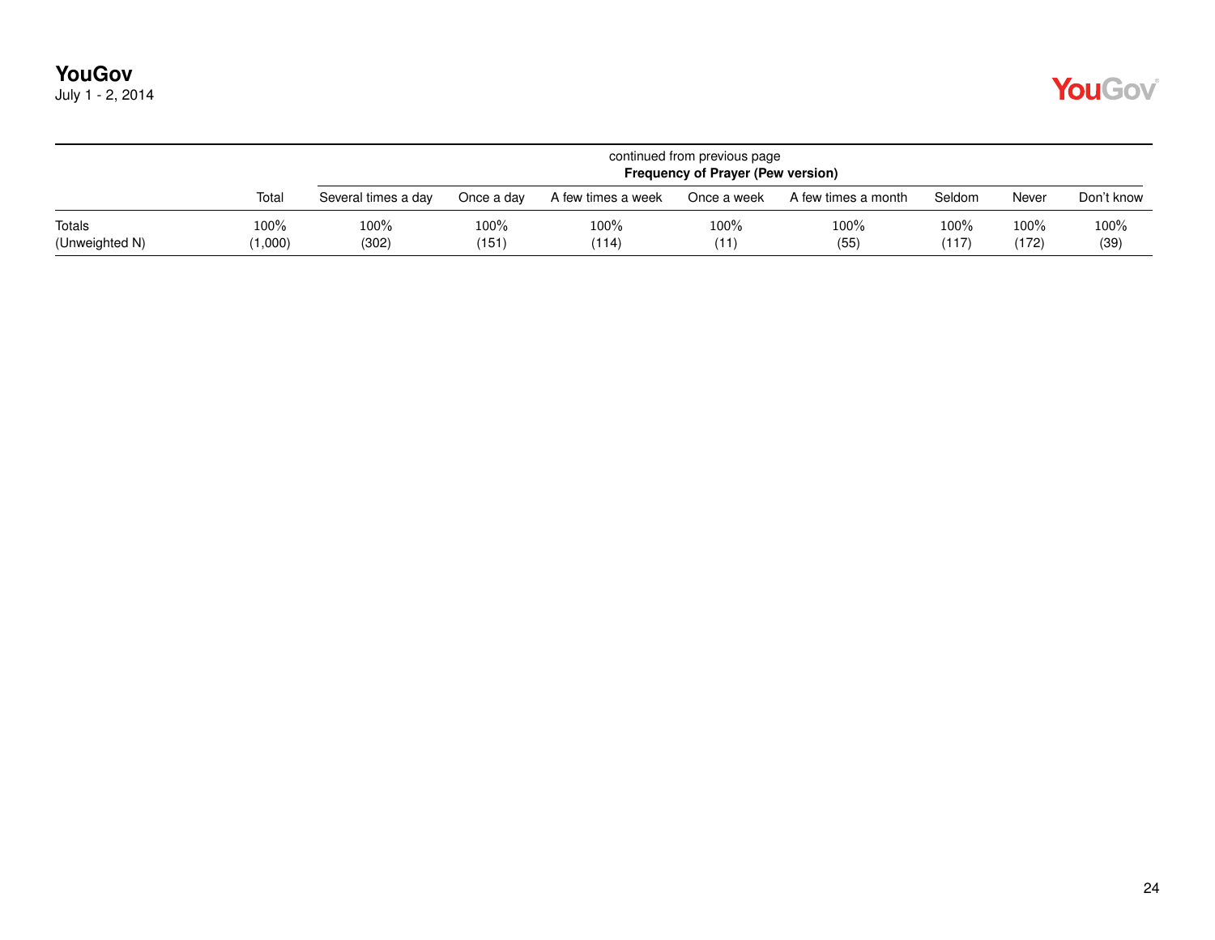continued from previous page

| | Total | Frequency of Prayer (Pew version) | | | | | | | |
|---|---|---|---|---|---|---|---|---|---|
| | | Several times a day | Once a day | A few times a week | Once a week | A few times a month | Seldom | Never | Don't know |
| Totals | 100% | 100% | 100% | 100% | 100% | 100% | 100% | 100% | 100% |
| (Unweighted N) | (1,000) | (302) | (151) | (114) | (11) | (55) | (117) | (172) | (39) |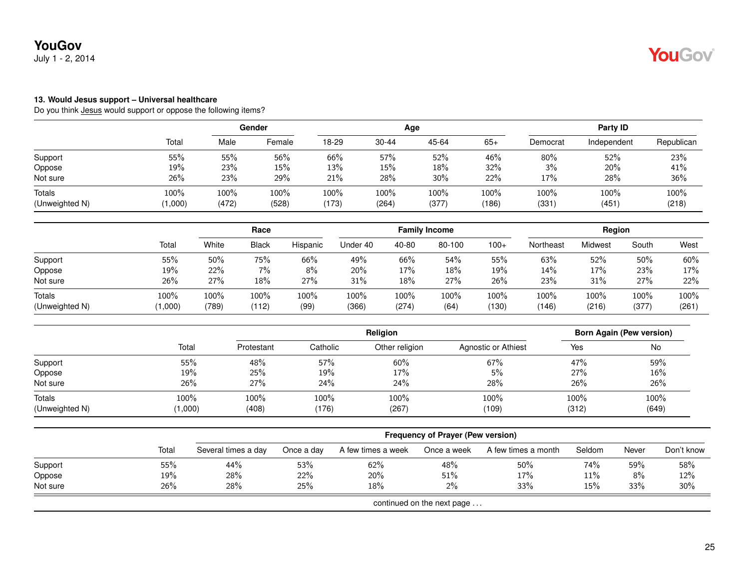**13. Would Jesus support – Universal healthcare**

Do you think Jesus would support or oppose the following items?

| | Total | Gender | | Age | | | | Party ID | | |
|---|---|---|---|---|---|---|---|---|---|---|
| | | Male | Female | 18-29 | 30-44 | 45-64 | 65+ | Democrat | Independent | Republican |
| Support | 55% | 55% | 56% | 66% | 57% | 52% | 46% | 80% | 52% | 23% |
| Oppose | 19% | 23% | 15% | 13% | 15% | 18% | 32% | 3% | 20% | 41% |
| Not sure | 26% | 23% | 29% | 21% | 28% | 30% | 22% | 17% | 28% | 36% |
| Totals | 100% | 100% | 100% | 100% | 100% | 100% | 100% | 100% | 100% | 100% |
| (Unweighted N) | (1,000) | (472) | (528) | (173) | (264) | (377) | (186) | (331) | (451) | (218) |

| | Total | Race | | | Family Income | | | | Region | | | |
|---|---|---|---|---|---|---|---|---|---|---|---|---|
| | | White | Black | Hispanic | Under 40 | 40-80 | 80-100 | 100+ | Northeast | Midwest | South | West |
| Support | 55% | 50% | 75% | 66% | 49% | 66% | 54% | 55% | 63% | 52% | 50% | 60% |
| Oppose | 19% | 22% | 7% | 8% | 20% | 17% | 18% | 19% | 14% | 17% | 23% | 17% |
| Not sure | 26% | 27% | 18% | 27% | 31% | 18% | 27% | 26% | 23% | 31% | 27% | 22% |
| Totals | 100% | 100% | 100% | 100% | 100% | 100% | 100% | 100% | 100% | 100% | 100% | 100% |
| (Unweighted N) | (1,000) | (789) | (112) | (99) | (366) | (274) | (64) | (130) | (146) | (216) | (377) | (261) |

| | Total | Religion | | | | Born Again (Pew version) | |
|---|---|---|---|---|---|---|---|
| | | Protestant | Catholic | Other religion | Agnostic or Athiest | Yes | No |
| Support | 55% | 48% | 57% | 60% | 67% | 47% | 59% |
| Oppose | 19% | 25% | 19% | 17% | 5% | 27% | 16% |
| Not sure | 26% | 27% | 24% | 24% | 28% | 26% | 26% |
| Totals | 100% | 100% | 100% | 100% | 100% | 100% | 100% |
| (Unweighted N) | (1,000) | (408) | (176) | (267) | (109) | (312) | (649) |

| | Total | Frequency of Prayer (Pew version) | | | | | | | |
|---|---|---|---|---|---|---|---|---|---|
| | | Several times a day | Once a day | A few times a week | Once a week | A few times a month | Seldom | Never | Don't know |
| Support | 55% | 44% | 53% | 62% | 48% | 50% | 74% | 59% | 58% |
| Oppose | 19% | 28% | 22% | 20% | 51% | 17% | 11% | 8% | 12% |
| Not sure | 26% | 28% | 25% | 18% | 2% | 33% | 15% | 33% | 30% |

continued on the next page ...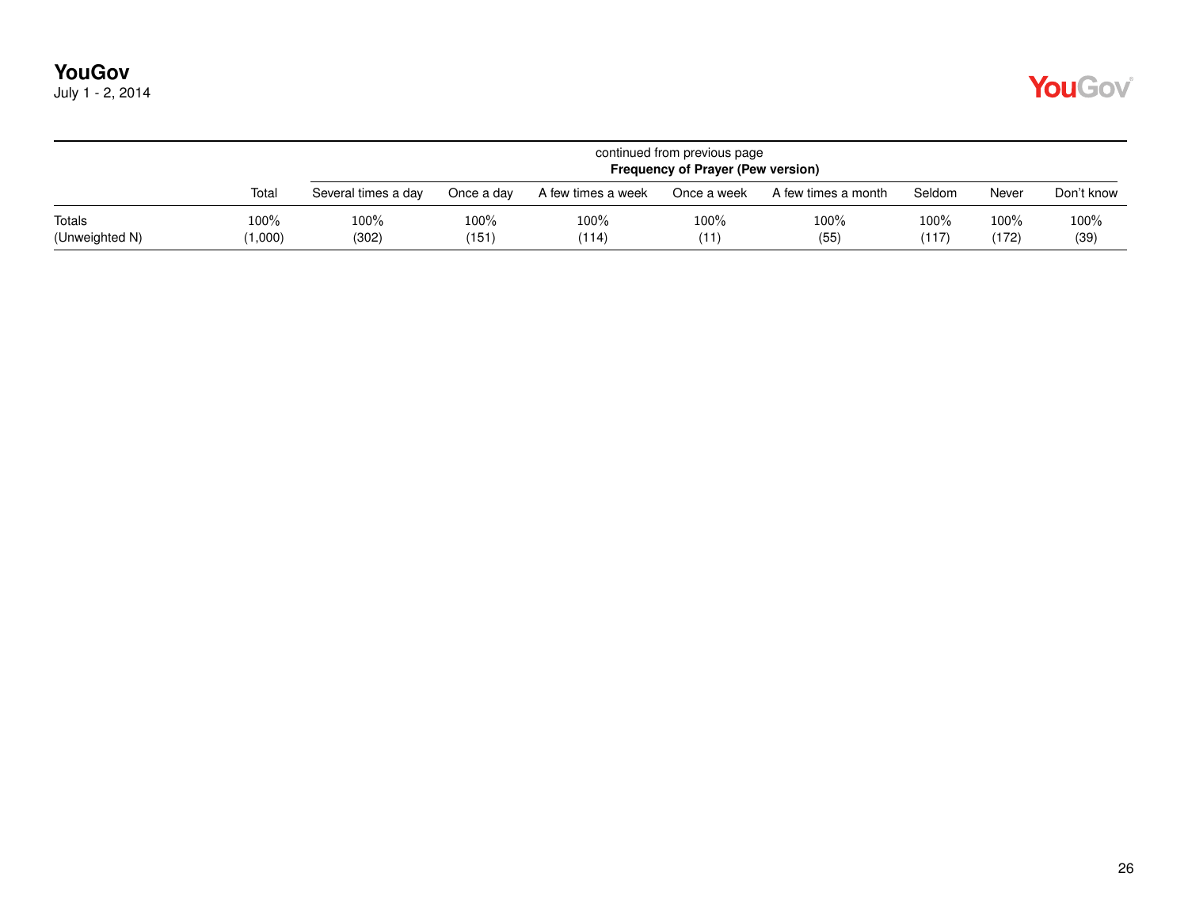continued from previous page

| | Total | Frequency of Prayer (Pew version) | | | | | | | |
|---|---|---|---|---|---|---|---|---|---|
| | | Several times a day | Once a day | A few times a week | Once a week | A few times a month | Seldom | Never | Don't know |
| Totals | 100% | 100% | 100% | 100% | 100% | 100% | 100% | 100% | 100% |
| (Unweighted N) | (1,000) | (302) | (151) | (114) | (11) | (55) | (117) | (172) | (39) |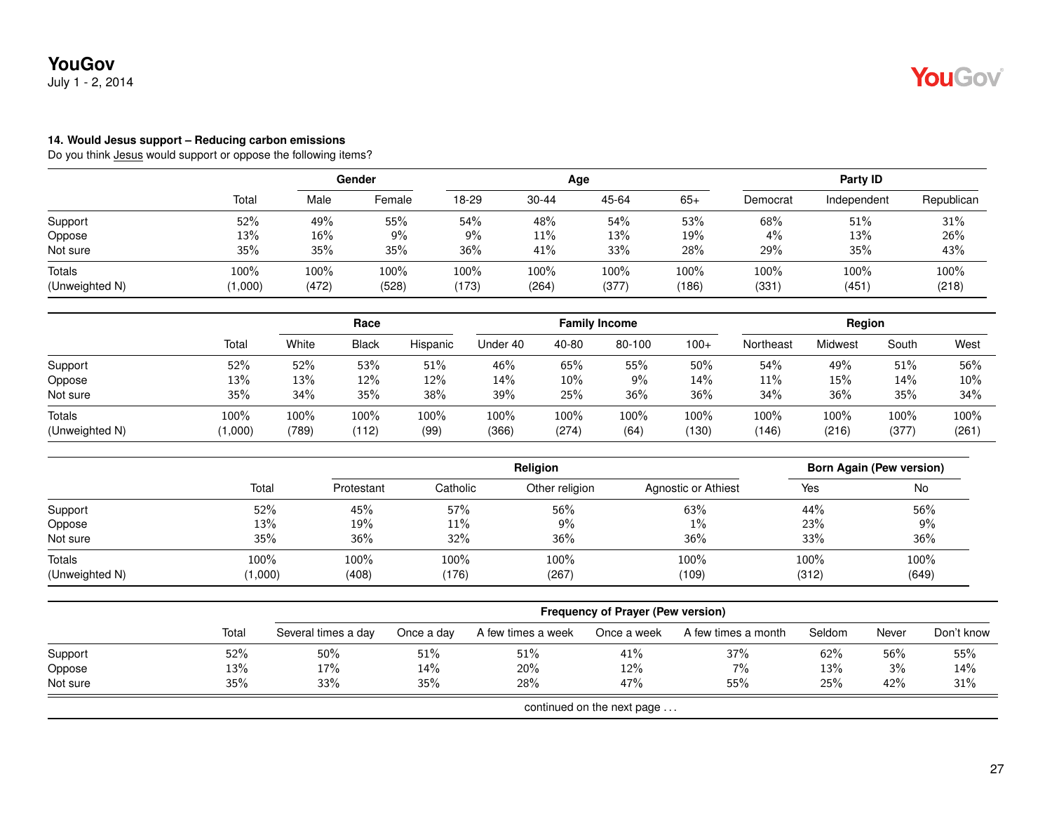### 14. Would Jesus support – Reducing carbon emissions

Do you think Jesus would support or oppose the following items?

| | Total | Gender | | Age | | | | Party ID | | |
|---|---|---|---|---|---|---|---|---|---|---|
| | | Male | Female | 18-29 | 30-44 | 45-64 | 65+ | Democrat | Independent | Republican |
| Support | 52% | 49% | 55% | 54% | 48% | 54% | 53% | 68% | 51% | 31% |
| Oppose | 13% | 16% | 9% | 9% | 11% | 13% | 19% | 4% | 13% | 26% |
| Not sure | 35% | 35% | 35% | 36% | 41% | 33% | 28% | 29% | 35% | 43% |
| Totals | 100% | 100% | 100% | 100% | 100% | 100% | 100% | 100% | 100% | 100% |
| (Unweighted N) | (1,000) | (472) | (528) | (173) | (264) | (377) | (186) | (331) | (451) | (218) |

| | Total | Race | | | Family Income | | | | Region | | | |
|---|---|---|---|---|---|---|---|---|---|---|---|---|
| | | White | Black | Hispanic | Under 40 | 40-80 | 80-100 | 100+ | Northeast | Midwest | South | West |
| Support | 52% | 52% | 53% | 51% | 46% | 65% | 55% | 50% | 54% | 49% | 51% | 56% |
| Oppose | 13% | 13% | 12% | 12% | 14% | 10% | 9% | 14% | 11% | 15% | 14% | 10% |
| Not sure | 35% | 34% | 35% | 38% | 39% | 25% | 36% | 36% | 34% | 36% | 35% | 34% |
| Totals | 100% | 100% | 100% | 100% | 100% | 100% | 100% | 100% | 100% | 100% | 100% | 100% |
| (Unweighted N) | (1,000) | (789) | (112) | (99) | (366) | (274) | (64) | (130) | (146) | (216) | (377) | (261) |

| | Total | Religion | | | | Born Again (Pew version) | |
|---|---|---|---|---|---|---|---|
| | | Protestant | Catholic | Other religion | Agnostic or Athiest | Yes | No |
| Support | 52% | 45% | 57% | 56% | 63% | 44% | 56% |
| Oppose | 13% | 19% | 11% | 9% | 1% | 23% | 9% |
| Not sure | 35% | 36% | 32% | 36% | 36% | 33% | 36% |
| Totals | 100% | 100% | 100% | 100% | 100% | 100% | 100% |
| (Unweighted N) | (1,000) | (408) | (176) | (267) | (109) | (312) | (649) |

| | Total | Frequency of Prayer (Pew version) | | | | | | | |
|---|---|---|---|---|---|---|---|---|---|
| | | Several times a day | Once a day | A few times a week | Once a week | A few times a month | Seldom | Never | Don't know |
| Support | 52% | 50% | 51% | 51% | 41% | 37% | 62% | 56% | 55% |
| Oppose | 13% | 17% | 14% | 20% | 12% | 7% | 13% | 3% | 14% |
| Not sure | 35% | 33% | 35% | 28% | 47% | 55% | 25% | 42% | 31% |

continued on the next page . . .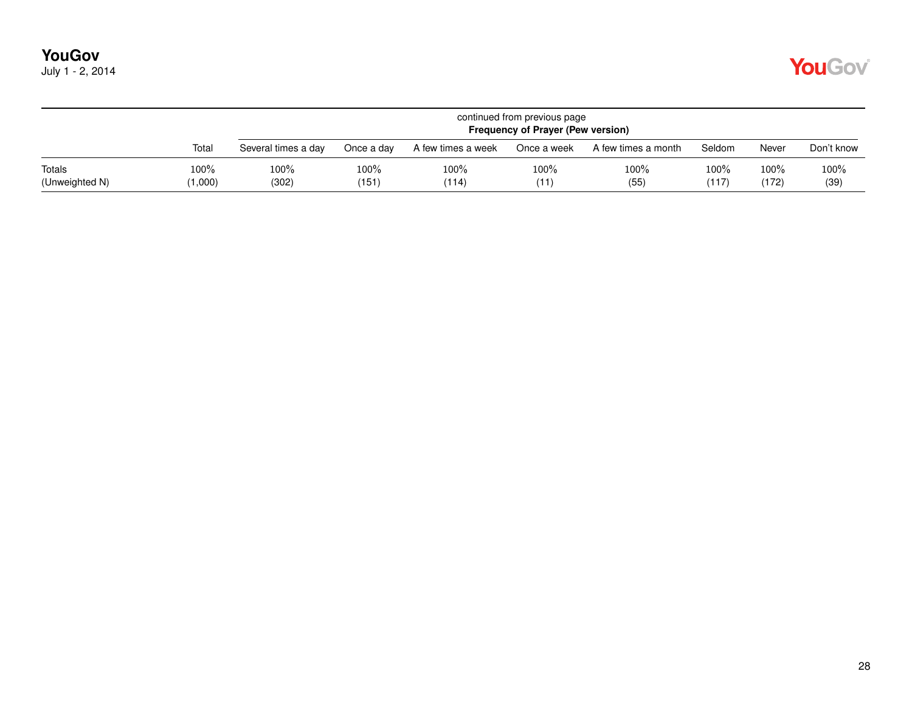continued from previous page

| | | Frequency of Prayer (Pew version) | | | | | | | |
|---|---|---|---|---|---|---|---|---|---|
| | Total | Several times a day | Once a day | A few times a week | Once a week | A few times a month | Seldom | Never | Don't know |
| Totals | 100% | 100% | 100% | 100% | 100% | 100% | 100% | 100% | 100% |
| (Unweighted N) | (1,000) | (302) | (151) | (114) | (11) | (55) | (117) | (172) | (39) |